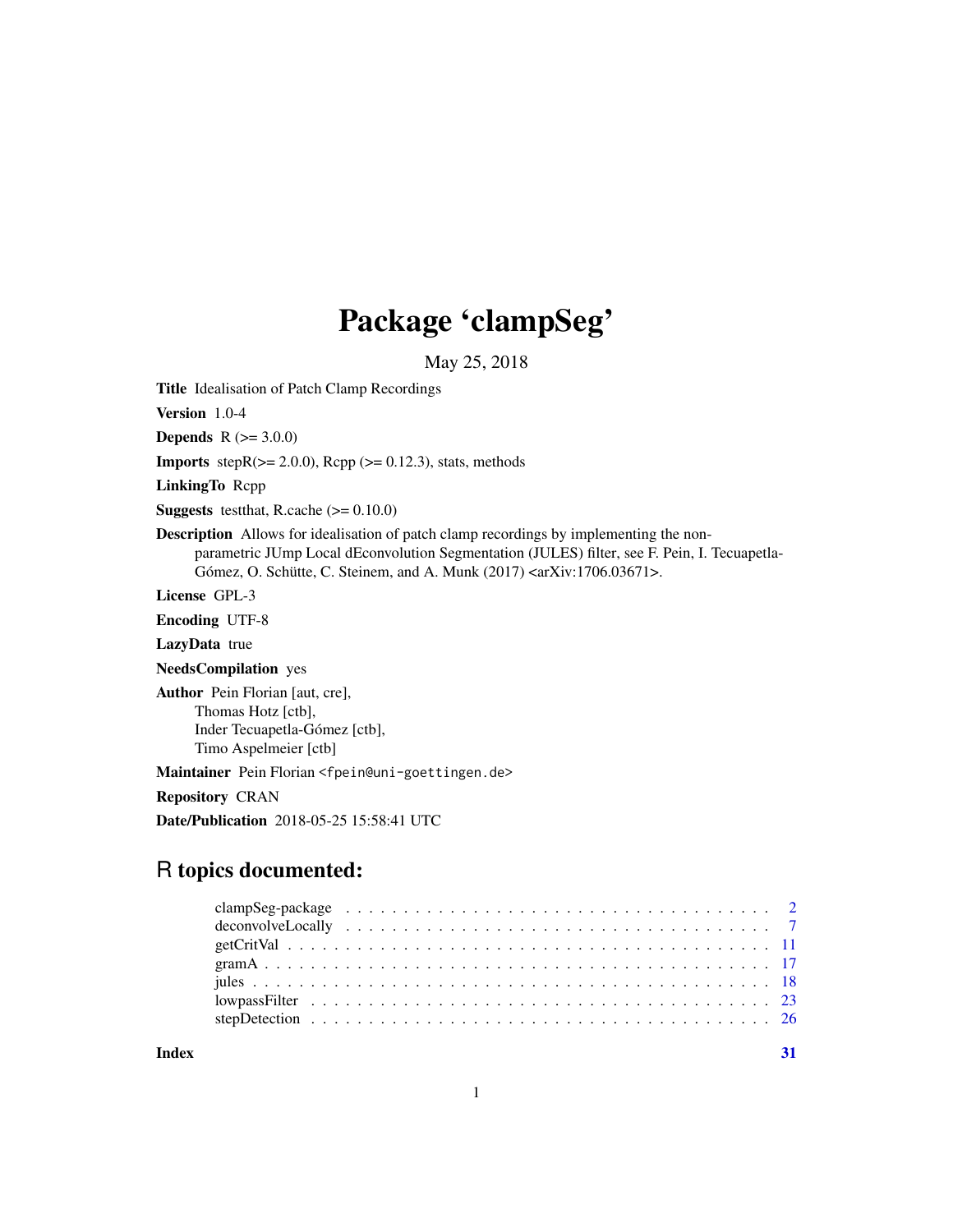# Package 'clampSeg'

May 25, 2018

**Title** Idealisation of Patch Clamp Recordings

**Version** 1.0-4

**Depends** R (>= 3.0.0)

**Imports** stepR(>= 2.0.0), Rcpp (>= 0.12.3), stats, methods

**LinkingTo** Rcpp

**Suggests** testthat, R.cache (>= 0.10.0)

**Description** Allows for idealisation of patch clamp recordings by implementing the non-parametric JUmp Local dEconvolution Segmentation (JULES) filter, see F. Pein, I. Tecuapetla-Gómez, O. Schütte, C. Steinem, and A. Munk (2017) <arXiv:1706.03671>.

**License** GPL-3

**Encoding** UTF-8

**LazyData** true

**NeedsCompilation** yes

**Author** Pein Florian [aut, cre],
Thomas Hotz [ctb],
Inder Tecuapetla-Gómez [ctb],
Timo Aspelmeier [ctb]

**Maintainer** Pein Florian <fpein@uni-goettingen.de>

**Repository** CRAN

**Date/Publication** 2018-05-25 15:58:41 UTC

## R topics documented:

| | |
|---|---|
| clampSeg-package | 2 |
| deconvolveLocally | 7 |
| getCritVal | 11 |
| gramA | 17 |
| jules | 18 |
| lowpassFilter | 23 |
| stepDetection | 26 |
| **Index** | **31** |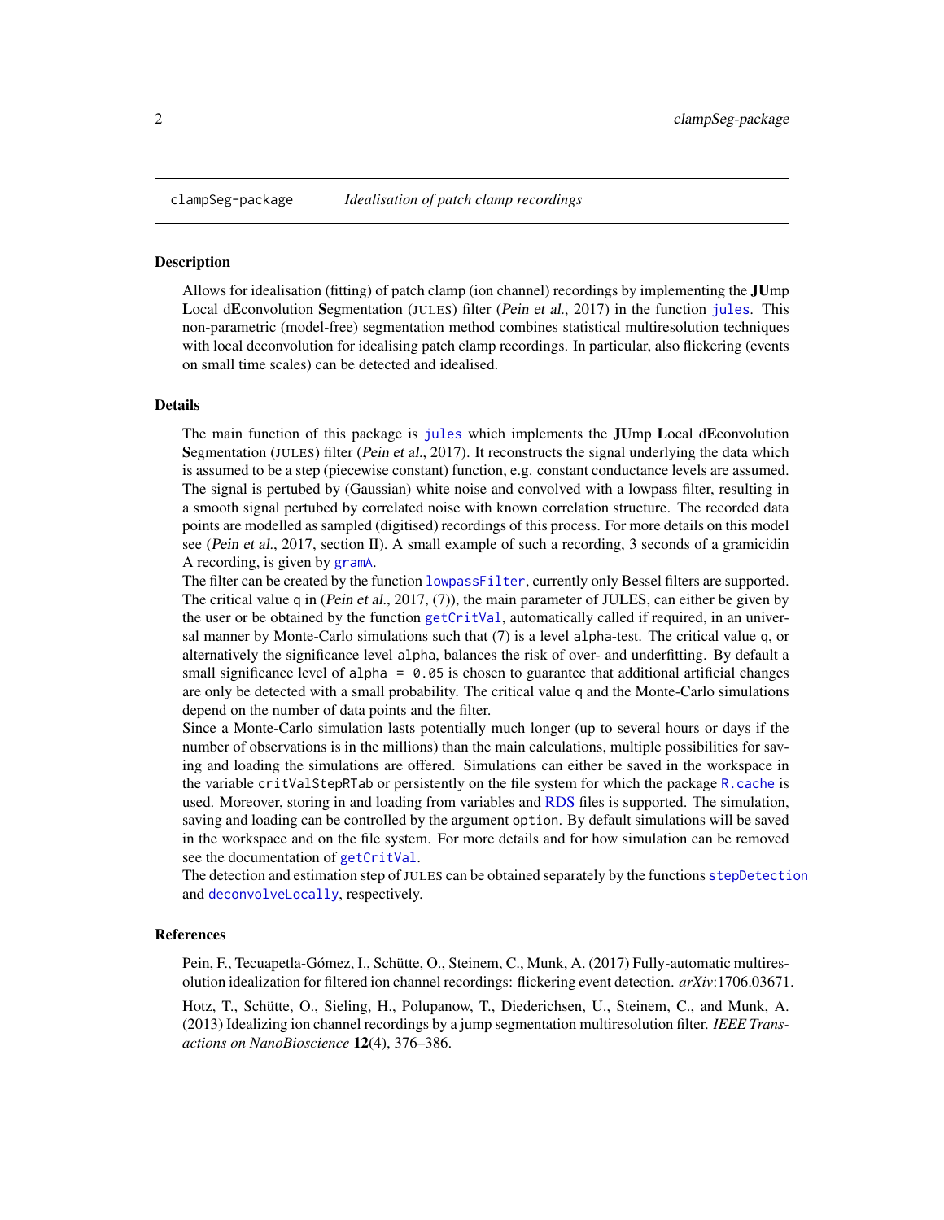`clampSeg-package` *Idealisation of patch clamp recordings*

## Description

Allows for idealisation (fitting) of patch clamp (ion channel) recordings by implementing the **JU**mp **L**ocal d**E**convolution **S**egmentation (JULES) filter (*Pein et al.*, 2017) in the function `jules`. This non-parametric (model-free) segmentation method combines statistical multiresolution techniques with local deconvolution for idealising patch clamp recordings. In particular, also flickering (events on small time scales) can be detected and idealised.

## Details

The main function of this package is `jules` which implements the **JU**mp **L**ocal d**E**convolution **S**egmentation (JULES) filter (*Pein et al.*, 2017). It reconstructs the signal underlying the data which is assumed to be a step (piecewise constant) function, e.g. constant conductance levels are assumed. The signal is pertubed by (Gaussian) white noise and convolved with a lowpass filter, resulting in a smooth signal pertubed by correlated noise with known correlation structure. The recorded data points are modelled as sampled (digitised) recordings of this process. For more details on this model see (*Pein et al.*, 2017, section II). A small example of such a recording, 3 seconds of a gramicidin A recording, is given by `gramA`.

The filter can be created by the function `lowpassFilter`, currently only Bessel filters are supported. The critical value `q` in (*Pein et al.*, 2017, (7)), the main parameter of JULES, can either be given by the user or be obtained by the function `getCritVal`, automatically called if required, in an universal manner by Monte-Carlo simulations such that (7) is a level `alpha`-test. The critical value `q`, or alternatively the significance level `alpha`, balances the risk of over- and underfitting. By default a small significance level of `alpha = 0.05` is chosen to guarantee that additional artificial changes are only be detected with a small probability. The critical value `q` and the Monte-Carlo simulations depend on the number of data points and the filter.

Since a Monte-Carlo simulation lasts potentially much longer (up to several hours or days if the number of observations is in the millions) than the main calculations, multiple possibilities for saving and loading the simulations are offered. Simulations can either be saved in the workspace in the variable `critValStepRTab` or persistently on the file system for which the package `R.cache` is used. Moreover, storing in and loading from variables and RDS files is supported. The simulation, saving and loading can be controlled by the argument `option`. By default simulations will be saved in the workspace and on the file system. For more details and for how simulation can be removed see the documentation of `getCritVal`.

The detection and estimation step of JULES can be obtained separately by the functions `stepDetection` and `deconvolveLocally`, respectively.

## References

Pein, F., Tecuapetla-Gómez, I., Schütte, O., Steinem, C., Munk, A. (2017) Fully-automatic multiresolution idealization for filtered ion channel recordings: flickering event detection. *arXiv*:1706.03671.

Hotz, T., Schütte, O., Sieling, H., Polupanow, T., Diederichsen, U., Steinem, C., and Munk, A. (2013) Idealizing ion channel recordings by a jump segmentation multiresolution filter. *IEEE Transactions on NanoBioscience* **12**(4), 376–386.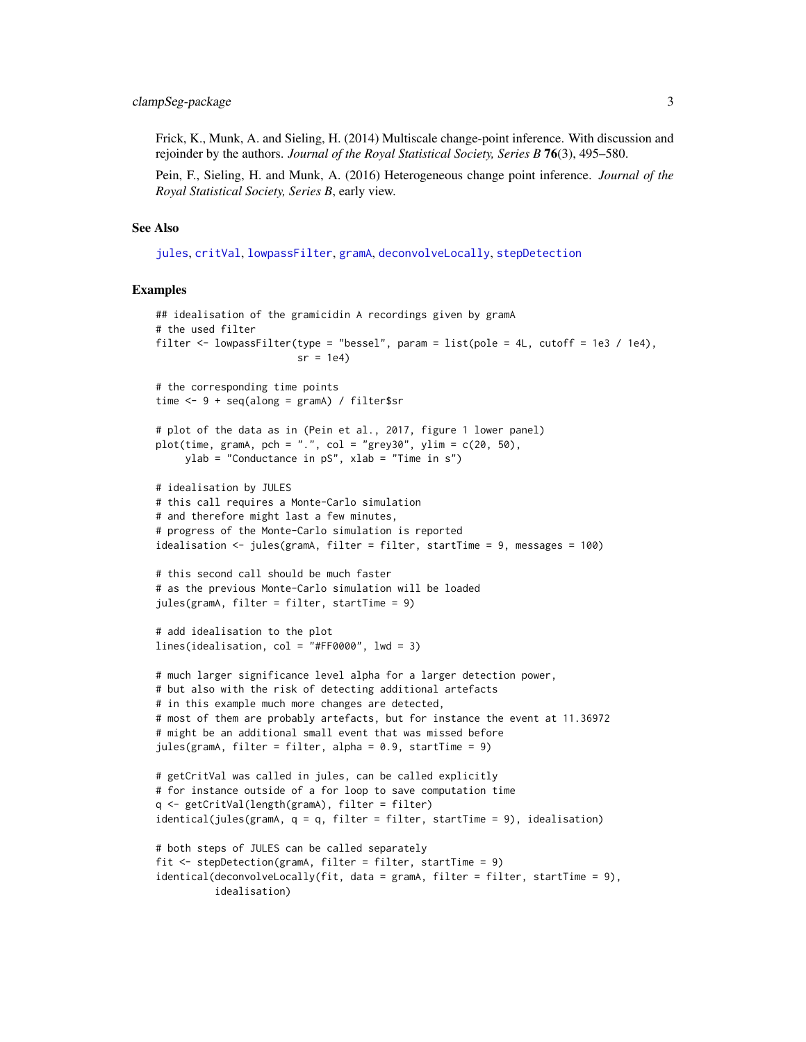Frick, K., Munk, A. and Sieling, H. (2014) Multiscale change-point inference. With discussion and rejoinder by the authors. *Journal of the Royal Statistical Society, Series B* **76**(3), 495–580.

Pein, F., Sieling, H. and Munk, A. (2016) Heterogeneous change point inference. *Journal of the Royal Statistical Society, Series B*, early view.

### See Also

jules, critVal, lowpassFilter, gramA, deconvolveLocally, stepDetection

### Examples

```
## idealisation of the gramicidin A recordings given by gramA
# the used filter
filter <- lowpassFilter(type = "bessel", param = list(pole = 4L, cutoff = 1e3 / 1e4),
                        sr = 1e4)

# the corresponding time points
time <- 9 + seq(along = gramA) / filter$sr

# plot of the data as in (Pein et al., 2017, figure 1 lower panel)
plot(time, gramA, pch = ".", col = "grey30", ylim = c(20, 50),
     ylab = "Conductance in pS", xlab = "Time in s")

# idealisation by JULES
# this call requires a Monte-Carlo simulation
# and therefore might last a few minutes,
# progress of the Monte-Carlo simulation is reported
idealisation <- jules(gramA, filter = filter, startTime = 9, messages = 100)

# this second call should be much faster
# as the previous Monte-Carlo simulation will be loaded
jules(gramA, filter = filter, startTime = 9)

# add idealisation to the plot
lines(idealisation, col = "#FF0000", lwd = 3)

# much larger significance level alpha for a larger detection power,
# but also with the risk of detecting additional artefacts
# in this example much more changes are detected,
# most of them are probably artefacts, but for instance the event at 11.36972
# might be an additional small event that was missed before
jules(gramA, filter = filter, alpha = 0.9, startTime = 9)

# getCritVal was called in jules, can be called explicitly
# for instance outside of a for loop to save computation time
q <- getCritVal(length(gramA), filter = filter)
identical(jules(gramA, q = q, filter = filter, startTime = 9), idealisation)

# both steps of JULES can be called separately
fit <- stepDetection(gramA, filter = filter, startTime = 9)
identical(deconvolveLocally(fit, data = gramA, filter = filter, startTime = 9),
          idealisation)
```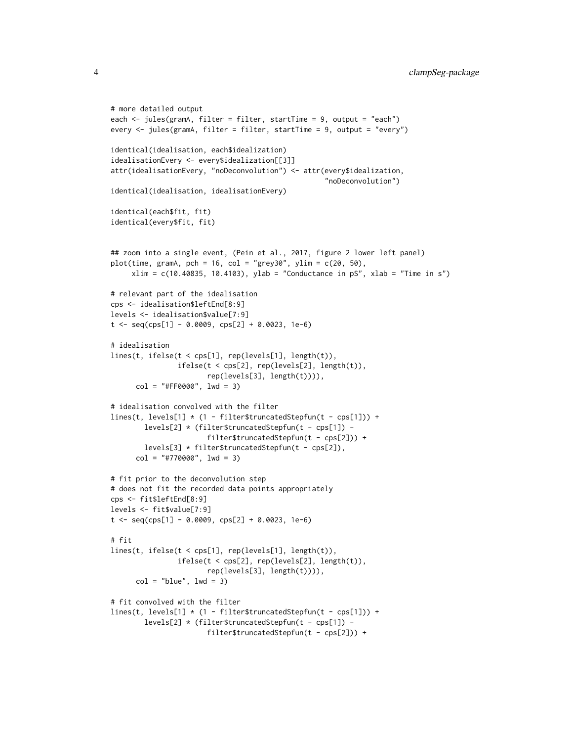```
# more detailed output
each <- jules(gramA, filter = filter, startTime = 9, output = "each")
every <- jules(gramA, filter = filter, startTime = 9, output = "every")

identical(idealisation, each$idealization)
idealisationEvery <- every$idealization[[3]]
attr(idealisationEvery, "noDeconvolution") <- attr(every$idealization,
                                                   "noDeconvolution")
identical(idealisation, idealisationEvery)

identical(each$fit, fit)
identical(every$fit, fit)


## zoom into a single event, (Pein et al., 2017, figure 2 lower left panel)
plot(time, gramA, pch = 16, col = "grey30", ylim = c(20, 50),
     xlim = c(10.40835, 10.4103), ylab = "Conductance in pS", xlab = "Time in s")

# relevant part of the idealisation
cps <- idealisation$leftEnd[8:9]
levels <- idealisation$value[7:9]
t <- seq(cps[1] - 0.0009, cps[2] + 0.0023, 1e-6)

# idealisation
lines(t, ifelse(t < cps[1], rep(levels[1], length(t)),
                ifelse(t < cps[2], rep(levels[2], length(t)),
                       rep(levels[3], length(t)))),
      col = "#FF0000", lwd = 3)

# idealisation convolved with the filter
lines(t, levels[1] * (1 - filter$truncatedStepfun(t - cps[1])) +
        levels[2] * (filter$truncatedStepfun(t - cps[1]) -
                       filter$truncatedStepfun(t - cps[2])) +
        levels[3] * filter$truncatedStepfun(t - cps[2]),
      col = "#770000", lwd = 3)

# fit prior to the deconvolution step
# does not fit the recorded data points appropriately
cps <- fit$leftEnd[8:9]
levels <- fit$value[7:9]
t <- seq(cps[1] - 0.0009, cps[2] + 0.0023, 1e-6)

# fit
lines(t, ifelse(t < cps[1], rep(levels[1], length(t)),
                ifelse(t < cps[2], rep(levels[2], length(t)),
                       rep(levels[3], length(t)))),
      col = "blue", lwd = 3)

# fit convolved with the filter
lines(t, levels[1] * (1 - filter$truncatedStepfun(t - cps[1])) +
        levels[2] * (filter$truncatedStepfun(t - cps[1]) -
                       filter$truncatedStepfun(t - cps[2])) +
```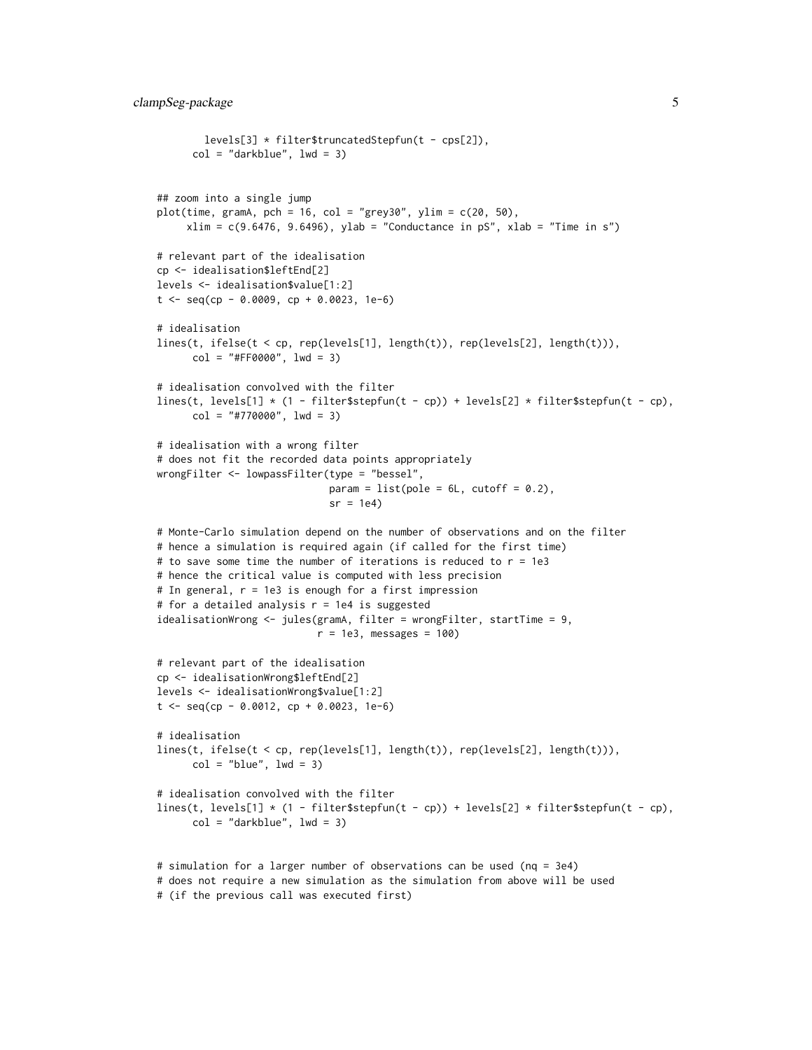```
        levels[3] * filter$truncatedStepfun(t - cps[2]),
      col = "darkblue", lwd = 3)


## zoom into a single jump
plot(time, gramA, pch = 16, col = "grey30", ylim = c(20, 50),
     xlim = c(9.6476, 9.6496), ylab = "Conductance in pS", xlab = "Time in s")

# relevant part of the idealisation
cp <- idealisation$leftEnd[2]
levels <- idealisation$value[1:2]
t <- seq(cp - 0.0009, cp + 0.0023, 1e-6)

# idealisation
lines(t, ifelse(t < cp, rep(levels[1], length(t)), rep(levels[2], length(t))),
      col = "#FF0000", lwd = 3)

# idealisation convolved with the filter
lines(t, levels[1] * (1 - filter$stepfun(t - cp)) + levels[2] * filter$stepfun(t - cp),
      col = "#770000", lwd = 3)

# idealisation with a wrong filter
# does not fit the recorded data points appropriately
wrongFilter <- lowpassFilter(type = "bessel",
                             param = list(pole = 6L, cutoff = 0.2),
                             sr = 1e4)

# Monte-Carlo simulation depend on the number of observations and on the filter
# hence a simulation is required again (if called for the first time)
# to save some time the number of iterations is reduced to r = 1e3
# hence the critical value is computed with less precision
# In general, r = 1e3 is enough for a first impression
# for a detailed analysis r = 1e4 is suggested
idealisationWrong <- jules(gramA, filter = wrongFilter, startTime = 9,
                           r = 1e3, messages = 100)

# relevant part of the idealisation
cp <- idealisationWrong$leftEnd[2]
levels <- idealisationWrong$value[1:2]
t <- seq(cp - 0.0012, cp + 0.0023, 1e-6)

# idealisation
lines(t, ifelse(t < cp, rep(levels[1], length(t)), rep(levels[2], length(t))),
      col = "blue", lwd = 3)

# idealisation convolved with the filter
lines(t, levels[1] * (1 - filter$stepfun(t - cp)) + levels[2] * filter$stepfun(t - cp),
      col = "darkblue", lwd = 3)


# simulation for a larger number of observations can be used (nq = 3e4)
# does not require a new simulation as the simulation from above will be used
# (if the previous call was executed first)
```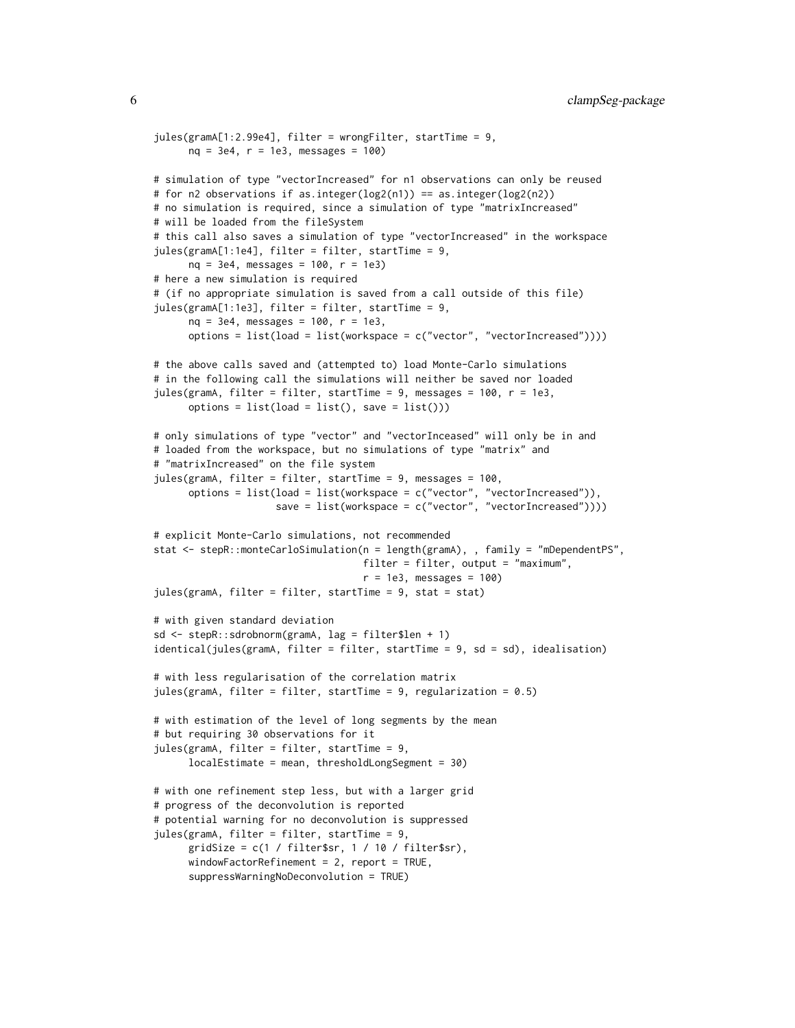```
jules(gramA[1:2.99e4], filter = wrongFilter, startTime = 9,
      nq = 3e4, r = 1e3, messages = 100)

# simulation of type "vectorIncreased" for n1 observations can only be reused
# for n2 observations if as.integer(log2(n1)) == as.integer(log2(n2))
# no simulation is required, since a simulation of type "matrixIncreased"
# will be loaded from the fileSystem
# this call also saves a simulation of type "vectorIncreased" in the workspace
jules(gramA[1:1e4], filter = filter, startTime = 9,
      nq = 3e4, messages = 100, r = 1e3)
# here a new simulation is required
# (if no appropriate simulation is saved from a call outside of this file)
jules(gramA[1:1e3], filter = filter, startTime = 9,
      nq = 3e4, messages = 100, r = 1e3,
      options = list(load = list(workspace = c("vector", "vectorIncreased"))))

# the above calls saved and (attempted to) load Monte-Carlo simulations
# in the following call the simulations will neither be saved nor loaded
jules(gramA, filter = filter, startTime = 9, messages = 100, r = 1e3,
      options = list(load = list(), save = list()))

# only simulations of type "vector" and "vectorInceased" will only be in and
# loaded from the workspace, but no simulations of type "matrix" and
# "matrixIncreased" on the file system
jules(gramA, filter = filter, startTime = 9, messages = 100,
      options = list(load = list(workspace = c("vector", "vectorIncreased")),
                     save = list(workspace = c("vector", "vectorIncreased"))))

# explicit Monte-Carlo simulations, not recommended
stat <- stepR::monteCarloSimulation(n = length(gramA), , family = "mDependentPS",
                                    filter = filter, output = "maximum",
                                    r = 1e3, messages = 100)
jules(gramA, filter = filter, startTime = 9, stat = stat)

# with given standard deviation
sd <- stepR::sdrobnorm(gramA, lag = filter$len + 1)
identical(jules(gramA, filter = filter, startTime = 9, sd = sd), idealisation)

# with less regularisation of the correlation matrix
jules(gramA, filter = filter, startTime = 9, regularization = 0.5)

# with estimation of the level of long segments by the mean
# but requiring 30 observations for it
jules(gramA, filter = filter, startTime = 9,
      localEstimate = mean, thresholdLongSegment = 30)

# with one refinement step less, but with a larger grid
# progress of the deconvolution is reported
# potential warning for no deconvolution is suppressed
jules(gramA, filter = filter, startTime = 9,
      gridSize = c(1 / filter$sr, 1 / 10 / filter$sr),
      windowFactorRefinement = 2, report = TRUE,
      suppressWarningNoDeconvolution = TRUE)
```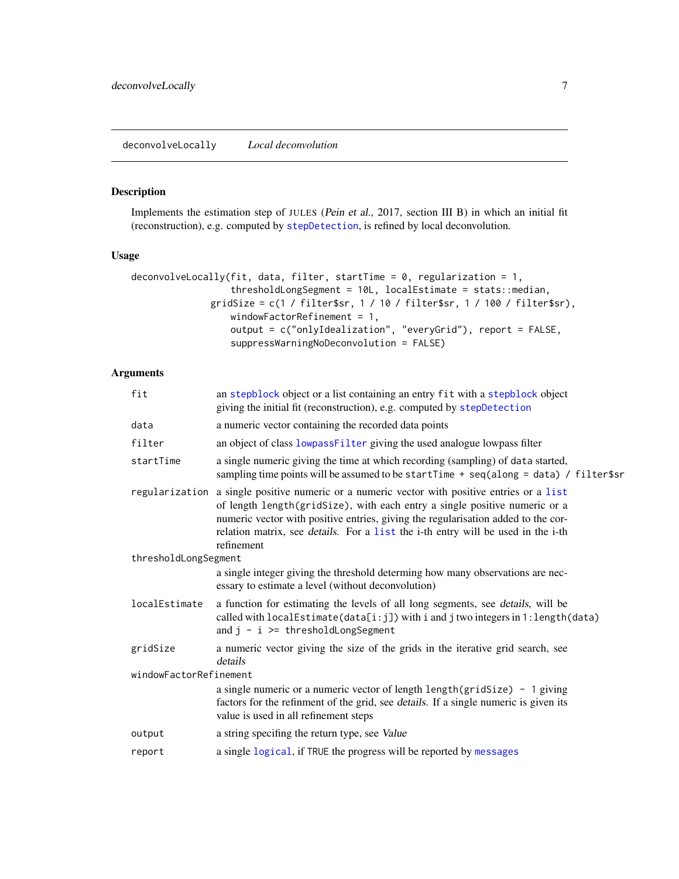deconvolveLocally *Local deconvolution*

## Description

Implements the estimation step of JULES (*Pein et al.*, 2017, section III B) in which an initial fit (reconstruction), e.g. computed by stepDetection, is refined by local deconvolution.

## Usage

```
deconvolveLocally(fit, data, filter, startTime = 0, regularization = 1,
                  thresholdLongSegment = 10L, localEstimate = stats::median,
               gridSize = c(1 / filter$sr, 1 / 10 / filter$sr, 1 / 100 / filter$sr),
                  windowFactorRefinement = 1,
                  output = c("onlyIdealization", "everyGrid"), report = FALSE,
                  suppressWarningNoDeconvolution = FALSE)
```

## Arguments

| Argument | Description |
|---|---|
| fit | an stepblock object or a list containing an entry fit with a stepblock object giving the initial fit (reconstruction), e.g. computed by stepDetection |
| data | a numeric vector containing the recorded data points |
| filter | an object of class lowpassFilter giving the used analogue lowpass filter |
| startTime | a single numeric giving the time at which recording (sampling) of data started, sampling time points will be assumed to be startTime + seq(along = data) / filter$sr |
| regularization | a single positive numeric or a numeric vector with positive entries or a list of length length(gridSize), with each entry a single positive numeric or a numeric vector with positive entries, giving the regularisation added to the correlation matrix, see *details*. For a list the i-th entry will be used in the i-th refinement |
| thresholdLongSegment | a single integer giving the threshold determing how many observations are necessary to estimate a level (without deconvolution) |
| localEstimate | a function for estimating the levels of all long segments, see *details*, will be called with localEstimate(data[i:j]) with i and j two integers in 1:length(data) and j - i >= thresholdLongSegment |
| gridSize | a numeric vector giving the size of the grids in the iterative grid search, see *details* |
| windowFactorRefinement | a single numeric or a numeric vector of length length(gridSize) - 1 giving factors for the refinment of the grid, see *details*. If a single numeric is given its value is used in all refinement steps |
| output | a string specifing the return type, see *Value* |
| report | a single logical, if TRUE the progress will be reported by messages |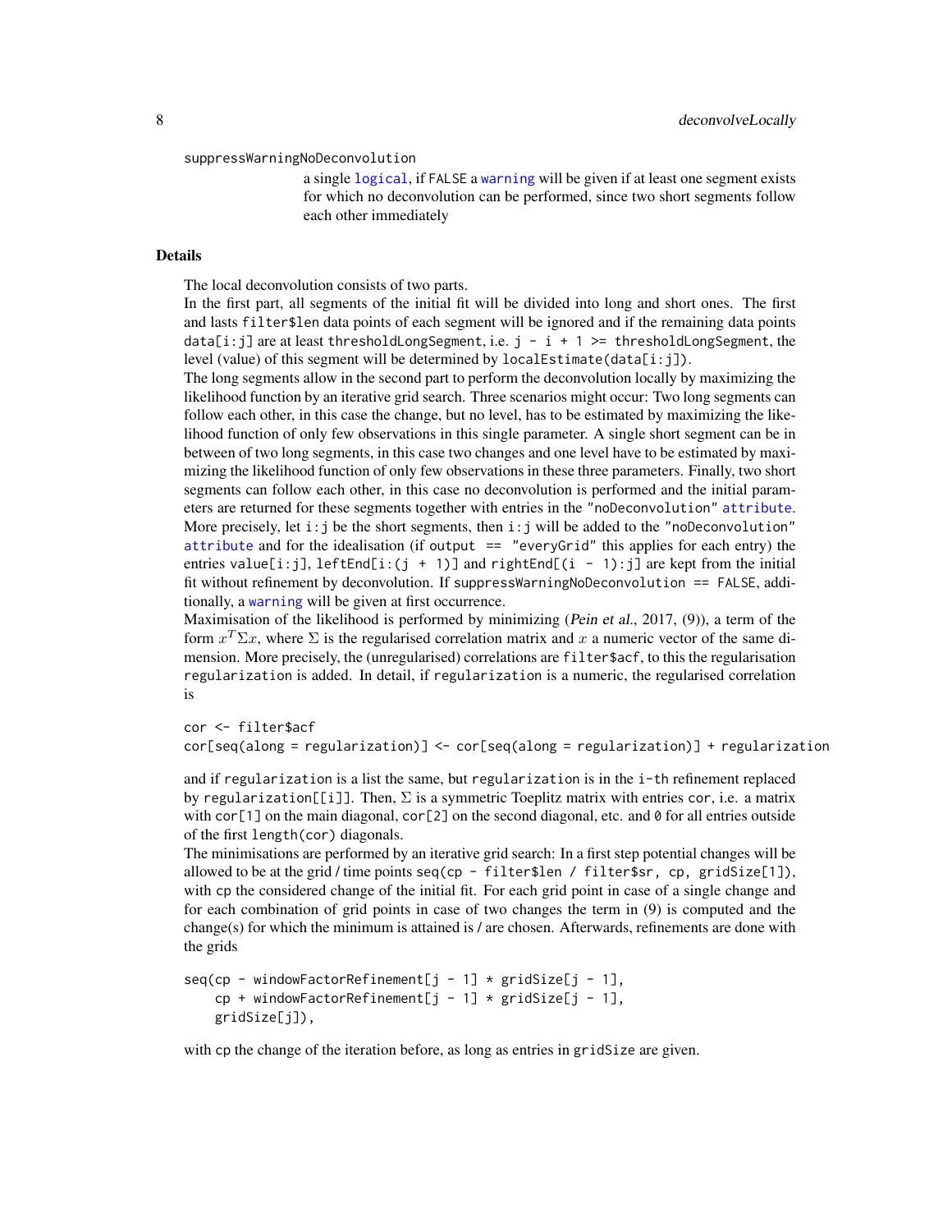suppressWarningNoDeconvolution

a single `logical`, if `FALSE` a `warning` will be given if at least one segment exists for which no deconvolution can be performed, since two short segments follow each other immediately

## Details

The local deconvolution consists of two parts.

In the first part, all segments of the initial fit will be divided into long and short ones. The first and lasts `filter$len` data points of each segment will be ignored and if the remaining data points `data[i:j]` are at least `thresholdLongSegment`, i.e. `j - i + 1 >= thresholdLongSegment`, the level (value) of this segment will be determined by `localEstimate(data[i:j])`.

The long segments allow in the second part to perform the deconvolution locally by maximizing the likelihood function by an iterative grid search. Three scenarios might occur: Two long segments can follow each other, in this case the change, but no level, has to be estimated by maximizing the likelihood function of only few observations in this single parameter. A single short segment can be in between of two long segments, in this case two changes and one level have to be estimated by maximizing the likelihood function of only few observations in these three parameters. Finally, two short segments can follow each other, in this case no deconvolution is performed and the initial parameters are returned for these segments together with entries in the `"noDeconvolution"` `attribute`. More precisely, let `i:j` be the short segments, then `i:j` will be added to the `"noDeconvolution"` `attribute` and for the idealisation (if `output == "everyGrid"` this applies for each entry) the entries `value[i:j]`, `leftEnd[i:(j + 1)]` and `rightEnd[(i - 1):j]` are kept from the initial fit without refinement by deconvolution. If `suppressWarningNoDeconvolution == FALSE`, additionally, a `warning` will be given at first occurrence.

Maximisation of the likelihood is performed by minimizing (*Pein et al.*, 2017, (9)), a term of the form $x^T \Sigma x$, where $\Sigma$ is the regularised correlation matrix and $x$ a numeric vector of the same dimension. More precisely, the (unregularised) correlations are `filter$acf`, to this the regularisation `regularization` is added. In detail, if `regularization` is a numeric, the regularised correlation is

```
cor <- filter$acf
cor[seq(along = regularization)] <- cor[seq(along = regularization)] + regularization
```

and if `regularization` is a list the same, but `regularization` is in the `i-th` refinement replaced by `regularization[[i]]`. Then, $\Sigma$ is a symmetric Toeplitz matrix with entries `cor`, i.e. a matrix with `cor[1]` on the main diagonal, `cor[2]` on the second diagonal, etc. and `0` for all entries outside of the first `length(cor)` diagonals.

The minimisations are performed by an iterative grid search: In a first step potential changes will be allowed to be at the grid / time points `seq(cp - filter$len / filter$sr, cp, gridSize[1])`, with `cp` the considered change of the initial fit. For each grid point in case of a single change and for each combination of grid points in case of two changes the term in (9) is computed and the change(s) for which the minimum is attained is / are chosen. Afterwards, refinements are done with the grids

```
seq(cp - windowFactorRefinement[j - 1] * gridSize[j - 1],
    cp + windowFactorRefinement[j - 1] * gridSize[j - 1],
    gridSize[j]),
```

with `cp` the change of the iteration before, as long as entries in `gridSize` are given.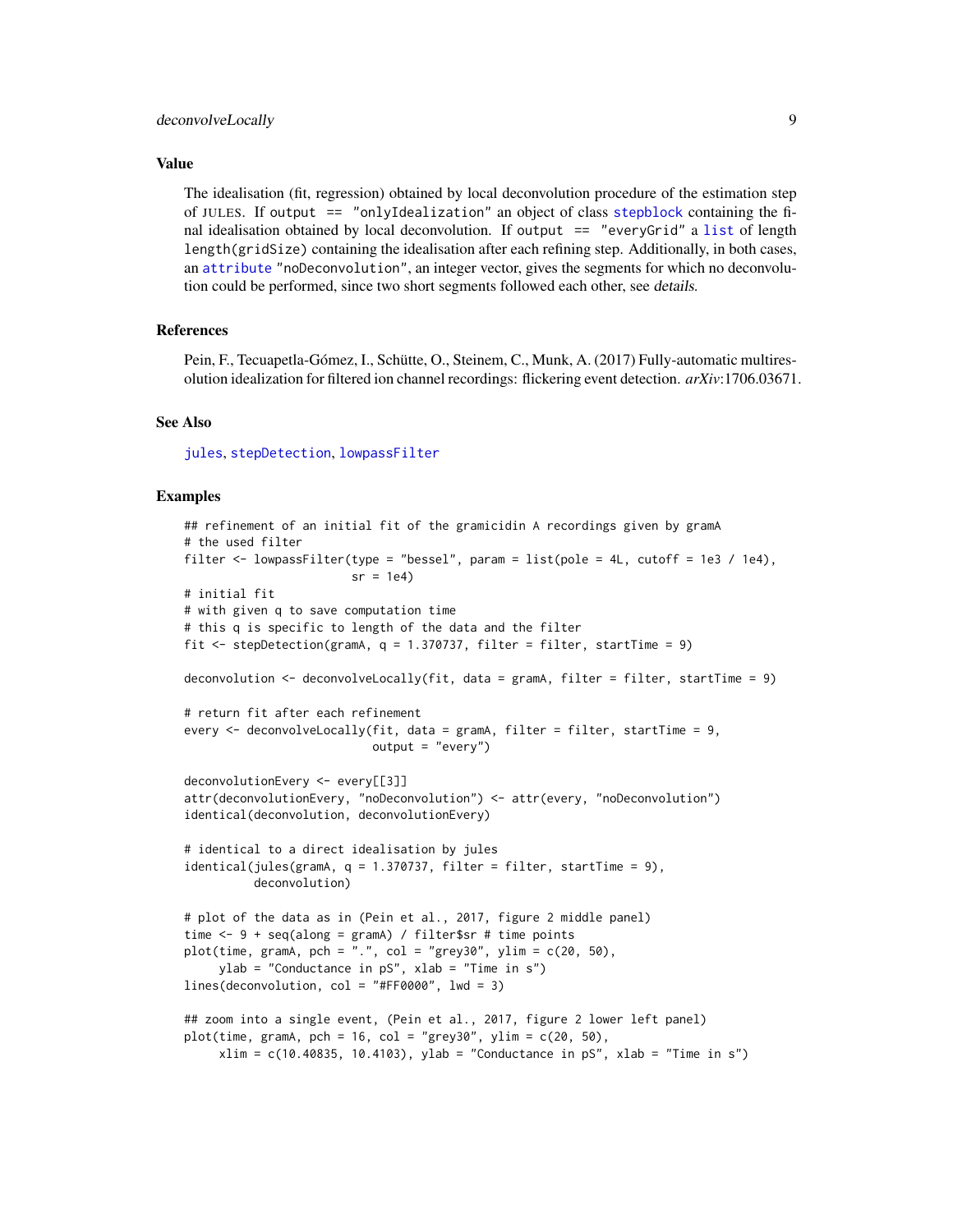## Value

The idealisation (fit, regression) obtained by local deconvolution procedure of the estimation step of JULES. If `output == "onlyIdealization"` an object of class `stepblock` containing the final idealisation obtained by local deconvolution. If `output == "everyGrid"` a `list` of length `length(gridSize)` containing the idealisation after each refining step. Additionally, in both cases, an `attribute` `"noDeconvolution"`, an integer vector, gives the segments for which no deconvolution could be performed, since two short segments followed each other, see *details*.

## References

Pein, F., Tecuapetla-Gómez, I., Schütte, O., Steinem, C., Munk, A. (2017) Fully-automatic multiresolution idealization for filtered ion channel recordings: flickering event detection. *arXiv*:1706.03671.

## See Also

`jules`, `stepDetection`, `lowpassFilter`

## Examples

```
## refinement of an initial fit of the gramicidin A recordings given by gramA
# the used filter
filter <- lowpassFilter(type = "bessel", param = list(pole = 4L, cutoff = 1e3 / 1e4),
                        sr = 1e4)
# initial fit
# with given q to save computation time
# this q is specific to length of the data and the filter
fit <- stepDetection(gramA, q = 1.370737, filter = filter, startTime = 9)

deconvolution <- deconvolveLocally(fit, data = gramA, filter = filter, startTime = 9)

# return fit after each refinement
every <- deconvolveLocally(fit, data = gramA, filter = filter, startTime = 9,
                           output = "every")

deconvolutionEvery <- every[[3]]
attr(deconvolutionEvery, "noDeconvolution") <- attr(every, "noDeconvolution")
identical(deconvolution, deconvolutionEvery)

# identical to a direct idealisation by jules
identical(jules(gramA, q = 1.370737, filter = filter, startTime = 9),
          deconvolution)

# plot of the data as in (Pein et al., 2017, figure 2 middle panel)
time <- 9 + seq(along = gramA) / filter$sr # time points
plot(time, gramA, pch = ".", col = "grey30", ylim = c(20, 50),
     ylab = "Conductance in pS", xlab = "Time in s")
lines(deconvolution, col = "#FF0000", lwd = 3)

## zoom into a single event, (Pein et al., 2017, figure 2 lower left panel)
plot(time, gramA, pch = 16, col = "grey30", ylim = c(20, 50),
     xlim = c(10.40835, 10.4103), ylab = "Conductance in pS", xlab = "Time in s")
```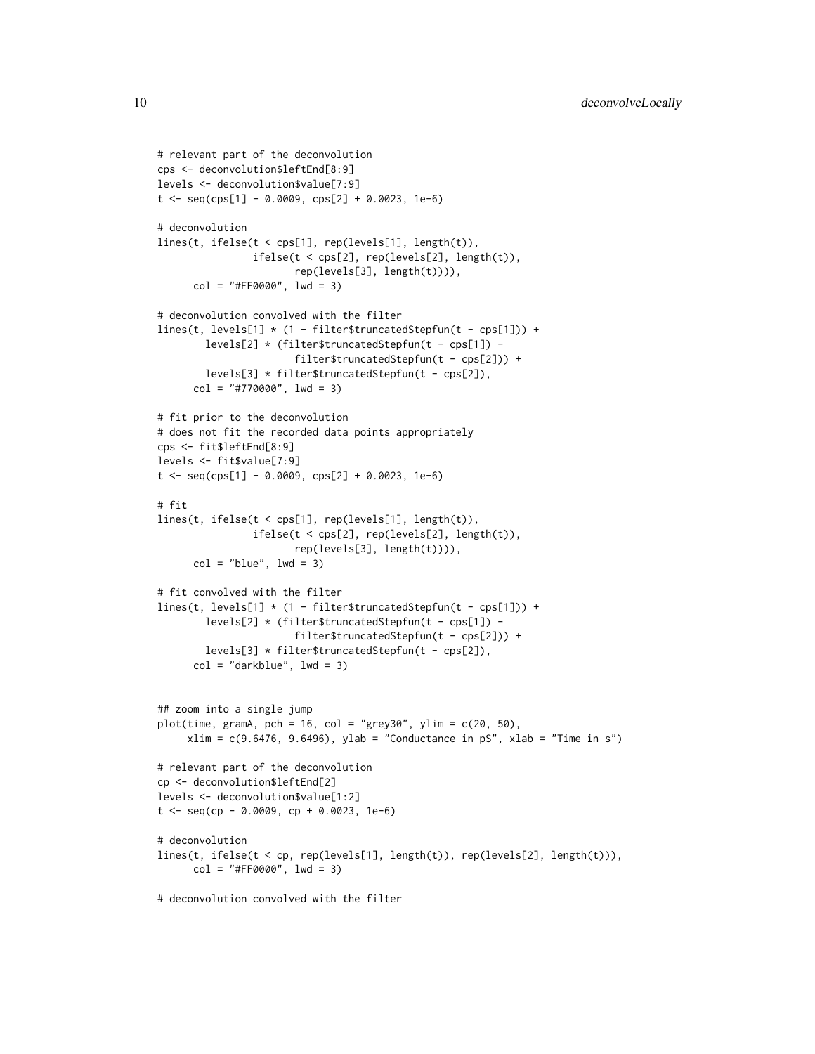```
# relevant part of the deconvolution
cps <- deconvolution$leftEnd[8:9]
levels <- deconvolution$value[7:9]
t <- seq(cps[1] - 0.0009, cps[2] + 0.0023, 1e-6)

# deconvolution
lines(t, ifelse(t < cps[1], rep(levels[1], length(t)),
                ifelse(t < cps[2], rep(levels[2], length(t)),
                       rep(levels[3], length(t)))),
      col = "#FF0000", lwd = 3)

# deconvolution convolved with the filter
lines(t, levels[1] * (1 - filter$truncatedStepfun(t - cps[1])) +
        levels[2] * (filter$truncatedStepfun(t - cps[1]) -
                       filter$truncatedStepfun(t - cps[2])) +
        levels[3] * filter$truncatedStepfun(t - cps[2]),
      col = "#770000", lwd = 3)

# fit prior to the deconvolution
# does not fit the recorded data points appropriately
cps <- fit$leftEnd[8:9]
levels <- fit$value[7:9]
t <- seq(cps[1] - 0.0009, cps[2] + 0.0023, 1e-6)

# fit
lines(t, ifelse(t < cps[1], rep(levels[1], length(t)),
                ifelse(t < cps[2], rep(levels[2], length(t)),
                       rep(levels[3], length(t)))),
      col = "blue", lwd = 3)

# fit convolved with the filter
lines(t, levels[1] * (1 - filter$truncatedStepfun(t - cps[1])) +
        levels[2] * (filter$truncatedStepfun(t - cps[1]) -
                       filter$truncatedStepfun(t - cps[2])) +
        levels[3] * filter$truncatedStepfun(t - cps[2]),
      col = "darkblue", lwd = 3)


## zoom into a single jump
plot(time, gramA, pch = 16, col = "grey30", ylim = c(20, 50),
     xlim = c(9.6476, 9.6496), ylab = "Conductance in pS", xlab = "Time in s")

# relevant part of the deconvolution
cp <- deconvolution$leftEnd[2]
levels <- deconvolution$value[1:2]
t <- seq(cp - 0.0009, cp + 0.0023, 1e-6)

# deconvolution
lines(t, ifelse(t < cp, rep(levels[1], length(t)), rep(levels[2], length(t))),
      col = "#FF0000", lwd = 3)

# deconvolution convolved with the filter
```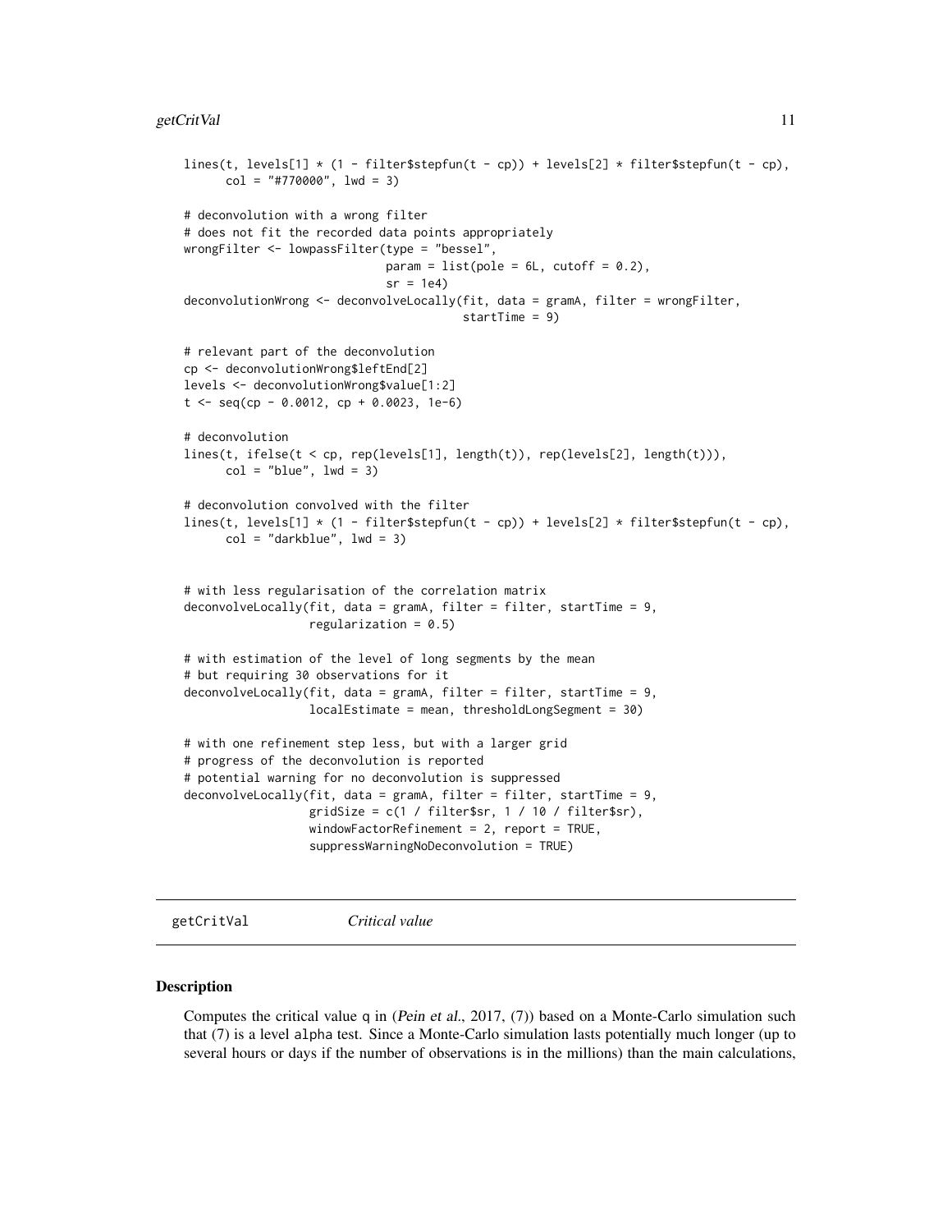```
lines(t, levels[1] * (1 - filter$stepfun(t - cp)) + levels[2] * filter$stepfun(t - cp),
      col = "#770000", lwd = 3)

# deconvolution with a wrong filter
# does not fit the recorded data points appropriately
wrongFilter <- lowpassFilter(type = "bessel",
                             param = list(pole = 6L, cutoff = 0.2),
                             sr = 1e4)
deconvolutionWrong <- deconvolveLocally(fit, data = gramA, filter = wrongFilter,
                                        startTime = 9)

# relevant part of the deconvolution
cp <- deconvolutionWrong$leftEnd[2]
levels <- deconvolutionWrong$value[1:2]
t <- seq(cp - 0.0012, cp + 0.0023, 1e-6)

# deconvolution
lines(t, ifelse(t < cp, rep(levels[1], length(t)), rep(levels[2], length(t))),
      col = "blue", lwd = 3)

# deconvolution convolved with the filter
lines(t, levels[1] * (1 - filter$stepfun(t - cp)) + levels[2] * filter$stepfun(t - cp),
      col = "darkblue", lwd = 3)


# with less regularisation of the correlation matrix
deconvolveLocally(fit, data = gramA, filter = filter, startTime = 9,
                  regularization = 0.5)

# with estimation of the level of long segments by the mean
# but requiring 30 observations for it
deconvolveLocally(fit, data = gramA, filter = filter, startTime = 9,
                  localEstimate = mean, thresholdLongSegment = 30)

# with one refinement step less, but with a larger grid
# progress of the deconvolution is reported
# potential warning for no deconvolution is suppressed
deconvolveLocally(fit, data = gramA, filter = filter, startTime = 9,
                  gridSize = c(1 / filter$sr, 1 / 10 / filter$sr),
                  windowFactorRefinement = 2, report = TRUE,
                  suppressWarningNoDeconvolution = TRUE)
```

---

## getCritVal *Critical value*

---

### Description

Computes the critical value q in (*Pein et al.*, 2017, (7)) based on a Monte-Carlo simulation such that (7) is a level alpha test. Since a Monte-Carlo simulation lasts potentially much longer (up to several hours or days if the number of observations is in the millions) than the main calculations,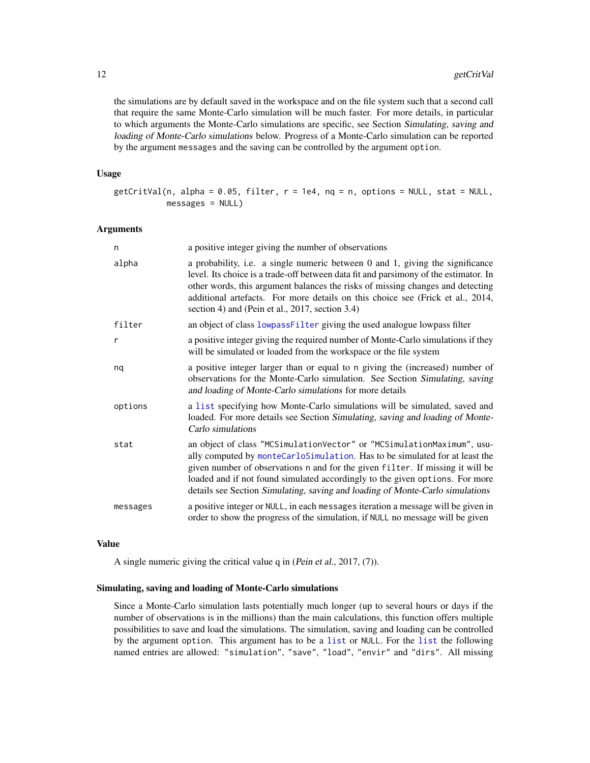the simulations are by default saved in the workspace and on the file system such that a second call that require the same Monte-Carlo simulation will be much faster. For more details, in particular to which arguments the Monte-Carlo simulations are specific, see Section *Simulating, saving and loading of Monte-Carlo simulations* below. Progress of a Monte-Carlo simulation can be reported by the argument `messages` and the saving can be controlled by the argument `option`.

### Usage

```
getCritVal(n, alpha = 0.05, filter, r = 1e4, nq = n, options = NULL, stat = NULL,
           messages = NULL)
```

### Arguments

| | |
|---|---|
| `n` | a positive integer giving the number of observations |
| `alpha` | a probability, i.e. a single numeric between 0 and 1, giving the significance level. Its choice is a trade-off between data fit and parsimony of the estimator. In other words, this argument balances the risks of missing changes and detecting additional artefacts. For more details on this choice see (Frick et al., 2014, section 4) and (Pein et al., 2017, section 3.4) |
| `filter` | an object of class `lowpassFilter` giving the used analogue lowpass filter |
| `r` | a positive integer giving the required number of Monte-Carlo simulations if they will be simulated or loaded from the workspace or the file system |
| `nq` | a positive integer larger than or equal to `n` giving the (increased) number of observations for the Monte-Carlo simulation. See Section *Simulating, saving and loading of Monte-Carlo simulations* for more details |
| `options` | a `list` specifying how Monte-Carlo simulations will be simulated, saved and loaded. For more details see Section *Simulating, saving and loading of Monte-Carlo simulations* |
| `stat` | an object of class `"MCSimulationVector"` or `"MCSimulationMaximum"`, usually computed by `monteCarloSimulation`. Has to be simulated for at least the given number of observations `n` and for the given `filter`. If missing it will be loaded and if not found simulated accordingly to the given `options`. For more details see Section *Simulating, saving and loading of Monte-Carlo simulations* |
| `messages` | a positive integer or `NULL`, in each `messages` iteration a message will be given in order to show the progress of the simulation, if `NULL` no message will be given |

### Value

A single numeric giving the critical value q in (*Pein et al.*, 2017, (7)).

### Simulating, saving and loading of Monte-Carlo simulations

Since a Monte-Carlo simulation lasts potentially much longer (up to several hours or days if the number of observations is in the millions) than the main calculations, this function offers multiple possibilities to save and load the simulations. The simulation, saving and loading can be controlled by the argument `option`. This argument has to be a `list` or `NULL`. For the `list` the following named entries are allowed: `"simulation"`, `"save"`, `"load"`, `"envir"` and `"dirs"`. All missing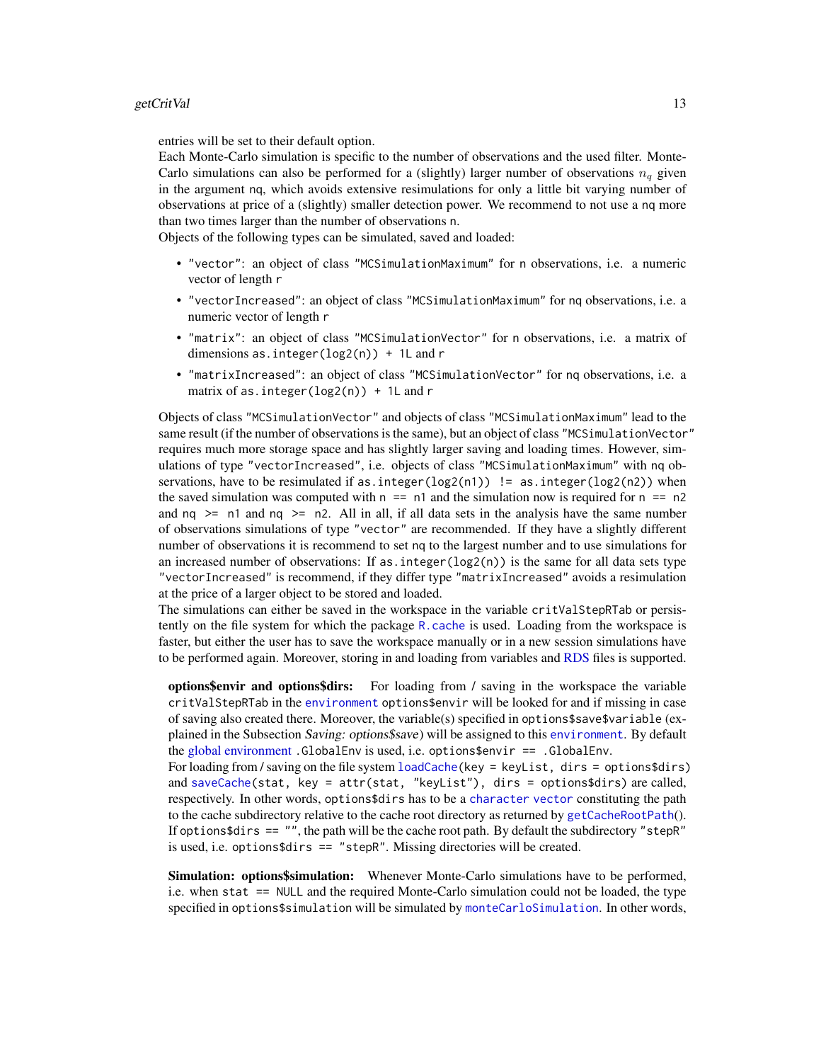entries will be set to their default option.
Each Monte-Carlo simulation is specific to the number of observations and the used filter. Monte-Carlo simulations can also be performed for a (slightly) larger number of observations $n_q$ given in the argument `nq`, which avoids extensive resimulations for only a little bit varying number of observations at price of a (slightly) smaller detection power. We recommend to not use a `nq` more than two times larger than the number of observations `n`.
Objects of the following types can be simulated, saved and loaded:

- `"vector"`: an object of class `"MCSimulationMaximum"` for `n` observations, i.e. a numeric vector of length `r`
- `"vectorIncreased"`: an object of class `"MCSimulationMaximum"` for `nq` observations, i.e. a numeric vector of length `r`
- `"matrix"`: an object of class `"MCSimulationVector"` for `n` observations, i.e. a matrix of dimensions `as.integer(log2(n)) + 1L` and `r`
- `"matrixIncreased"`: an object of class `"MCSimulationVector"` for `nq` observations, i.e. a matrix of `as.integer(log2(n)) + 1L` and `r`

Objects of class `"MCSimulationVector"` and objects of class `"MCSimulationMaximum"` lead to the same result (if the number of observations is the same), but an object of class `"MCSimulationVector"` requires much more storage space and has slightly larger saving and loading times. However, simulations of type `"vectorIncreased"`, i.e. objects of class `"MCSimulationMaximum"` with `nq` observations, have to be resimulated if `as.integer(log2(n1)) != as.integer(log2(n2))` when the saved simulation was computed with `n == n1` and the simulation now is required for `n == n2` and `nq >= n1` and `nq >= n2`. All in all, if all data sets in the analysis have the same number of observations simulations of type `"vector"` are recommended. If they have a slightly different number of observations it is recommend to set `nq` to the largest number and to use simulations for an increased number of observations: If `as.integer(log2(n))` is the same for all data sets type `"vectorIncreased"` is recommend, if they differ type `"matrixIncreased"` avoids a resimulation at the price of a larger object to be stored and loaded.
The simulations can either be saved in the workspace in the variable `critValStepRTab` or persistently on the file system for which the package `R.cache` is used. Loading from the workspace is faster, but either the user has to save the workspace manually or in a new session simulations have to be performed again. Moreover, storing in and loading from variables and RDS files is supported.

**options$envir and options$dirs:** For loading from / saving in the workspace the variable `critValStepRTab` in the `environment` `options$envir` will be looked for and if missing in case of saving also created there. Moreover, the variable(s) specified in `options$save$variable` (explained in the Subsection *Saving: options$save*) will be assigned to this `environment`. By default the global environment `.GlobalEnv` is used, i.e. `options$envir == .GlobalEnv`.
For loading from / saving on the file system `loadCache(key = keyList, dirs = options$dirs)` and `saveCache(stat, key = attr(stat, "keyList"), dirs = options$dirs)` are called, respectively. In other words, `options$dirs` has to be a `character vector` constituting the path to the cache subdirectory relative to the cache root directory as returned by `getCacheRootPath()`. If `options$dirs == ""`, the path will be the cache root path. By default the subdirectory `"stepR"` is used, i.e. `options$dirs == "stepR"`. Missing directories will be created.

**Simulation: options$simulation:** Whenever Monte-Carlo simulations have to be performed, i.e. when `stat == NULL` and the required Monte-Carlo simulation could not be loaded, the type specified in `options$simulation` will be simulated by `monteCarloSimulation`. In other words,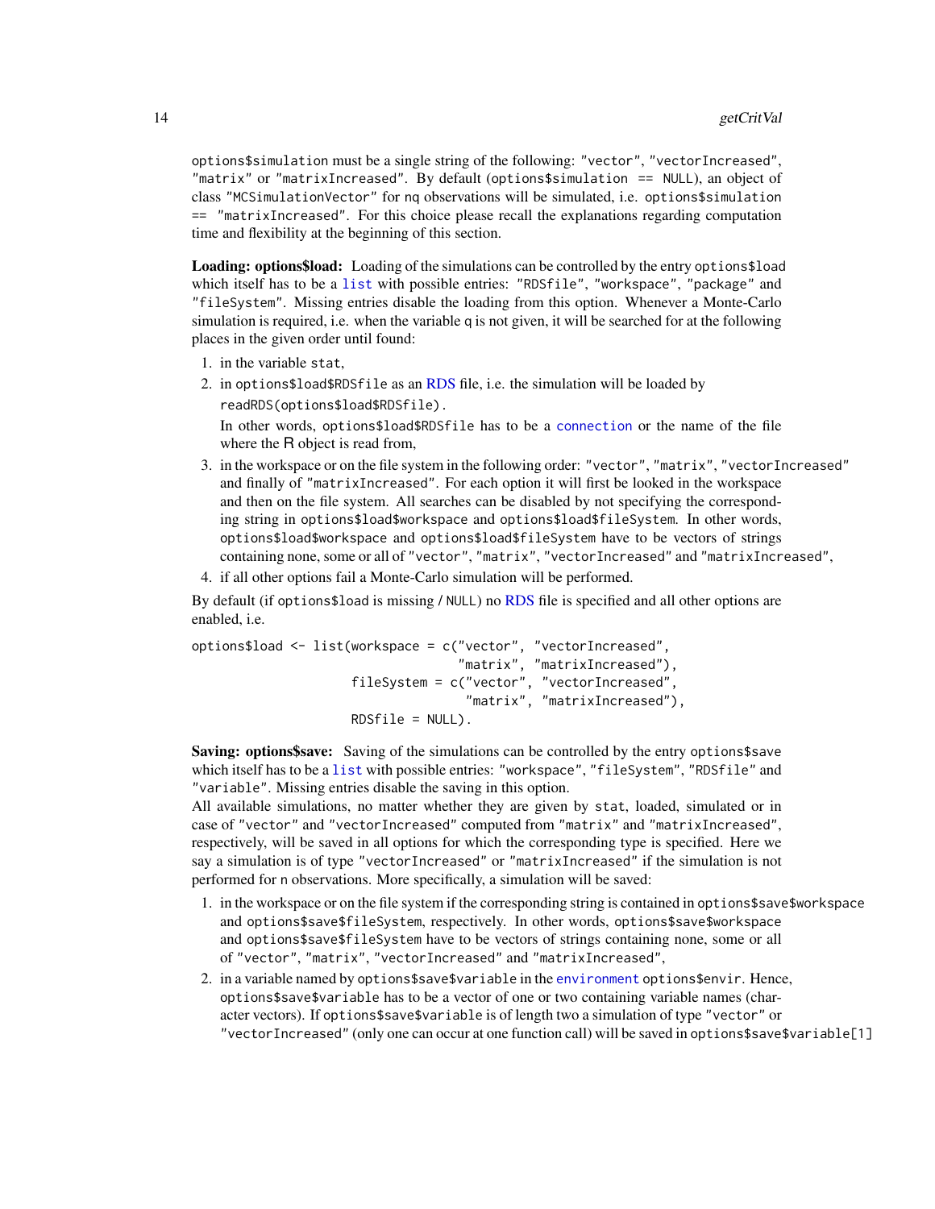options$simulation must be a single string of the following: "vector", "vectorIncreased", "matrix" or "matrixIncreased". By default (options$simulation == NULL), an object of class "MCSimulationVector" for nq observations will be simulated, i.e. options$simulation == "matrixIncreased". For this choice please recall the explanations regarding computation time and flexibility at the beginning of this section.

**Loading: options$load:** Loading of the simulations can be controlled by the entry options$load which itself has to be a list with possible entries: "RDSfile", "workspace", "package" and "fileSystem". Missing entries disable the loading from this option. Whenever a Monte-Carlo simulation is required, i.e. when the variable q is not given, it will be searched for at the following places in the given order until found:

1. in the variable stat,
2. in options$load$RDSfile as an RDS file, i.e. the simulation will be loaded by readRDS(options$load$RDSfile).
   In other words, options$load$RDSfile has to be a connection or the name of the file where the R object is read from,
3. in the workspace or on the file system in the following order: "vector", "matrix", "vectorIncreased" and finally of "matrixIncreased". For each option it will first be looked in the workspace and then on the file system. All searches can be disabled by not specifying the corresponding string in options$load$workspace and options$load$fileSystem. In other words, options$load$workspace and options$load$fileSystem have to be vectors of strings containing none, some or all of "vector", "matrix", "vectorIncreased" and "matrixIncreased",
4. if all other options fail a Monte-Carlo simulation will be performed.

By default (if options$load is missing / NULL) no RDS file is specified and all other options are enabled, i.e.

```
options$load <- list(workspace = c("vector", "vectorIncreased",
                                   "matrix", "matrixIncreased"),
                    fileSystem = c("vector", "vectorIncreased",
                                   "matrix", "matrixIncreased"),
                    RDSfile = NULL).
```

**Saving: options$save:** Saving of the simulations can be controlled by the entry options$save which itself has to be a list with possible entries: "workspace", "fileSystem", "RDSfile" and "variable". Missing entries disable the saving in this option.

All available simulations, no matter whether they are given by stat, loaded, simulated or in case of "vector" and "vectorIncreased" computed from "matrix" and "matrixIncreased", respectively, will be saved in all options for which the corresponding type is specified. Here we say a simulation is of type "vectorIncreased" or "matrixIncreased" if the simulation is not performed for n observations. More specifically, a simulation will be saved:

1. in the workspace or on the file system if the corresponding string is contained in options$save$workspace and options$save$fileSystem, respectively. In other words, options$save$workspace and options$save$fileSystem have to be vectors of strings containing none, some or all of "vector", "matrix", "vectorIncreased" and "matrixIncreased",
2. in a variable named by options$save$variable in the environment options$envir. Hence, options$save$variable has to be a vector of one or two containing variable names (character vectors). If options$save$variable is of length two a simulation of type "vector" or "vectorIncreased" (only one can occur at one function call) will be saved in options$save$variable[1]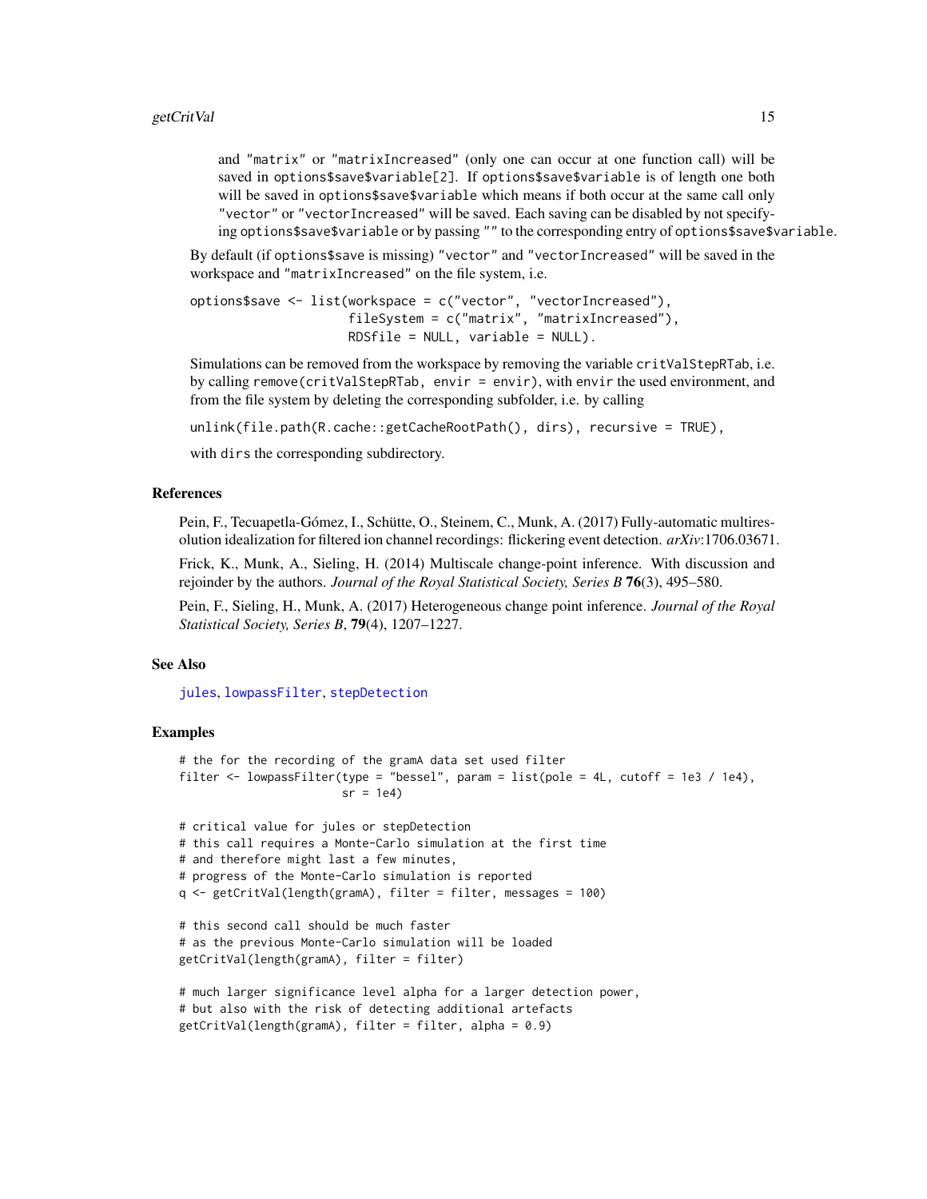and "matrix" or "matrixIncreased" (only one can occur at one function call) will be saved in options$save$variable[2]. If options$save$variable is of length one both will be saved in options$save$variable which means if both occur at the same call only "vector" or "vectorIncreased" will be saved. Each saving can be disabled by not specifying options$save$variable or by passing "" to the corresponding entry of options$save$variable.

By default (if options$save is missing) "vector" and "vectorIncreased" will be saved in the workspace and "matrixIncreased" on the file system, i.e.

```
options$save <- list(workspace = c("vector", "vectorIncreased"),
                     fileSystem = c("matrix", "matrixIncreased"),
                     RDSfile = NULL, variable = NULL).
```

Simulations can be removed from the workspace by removing the variable critValStepRTab, i.e. by calling remove(critValStepRTab, envir = envir), with envir the used environment, and from the file system by deleting the corresponding subfolder, i.e. by calling

```
unlink(file.path(R.cache::getCacheRootPath(), dirs), recursive = TRUE),
```

with dirs the corresponding subdirectory.

## References

Pein, F., Tecuapetla-Gómez, I., Schütte, O., Steinem, C., Munk, A. (2017) Fully-automatic multiresolution idealization for filtered ion channel recordings: flickering event detection. *arXiv*:1706.03671.

Frick, K., Munk, A., Sieling, H. (2014) Multiscale change-point inference. With discussion and rejoinder by the authors. *Journal of the Royal Statistical Society, Series B* **76**(3), 495–580.

Pein, F., Sieling, H., Munk, A. (2017) Heterogeneous change point inference. *Journal of the Royal Statistical Society, Series B*, **79**(4), 1207–1227.

## See Also

jules, lowpassFilter, stepDetection

## Examples

```
# the for the recording of the gramA data set used filter
filter <- lowpassFilter(type = "bessel", param = list(pole = 4L, cutoff = 1e3 / 1e4),
                        sr = 1e4)

# critical value for jules or stepDetection
# this call requires a Monte-Carlo simulation at the first time
# and therefore might last a few minutes,
# progress of the Monte-Carlo simulation is reported
q <- getCritVal(length(gramA), filter = filter, messages = 100)

# this second call should be much faster
# as the previous Monte-Carlo simulation will be loaded
getCritVal(length(gramA), filter = filter)

# much larger significance level alpha for a larger detection power,
# but also with the risk of detecting additional artefacts
getCritVal(length(gramA), filter = filter, alpha = 0.9)
```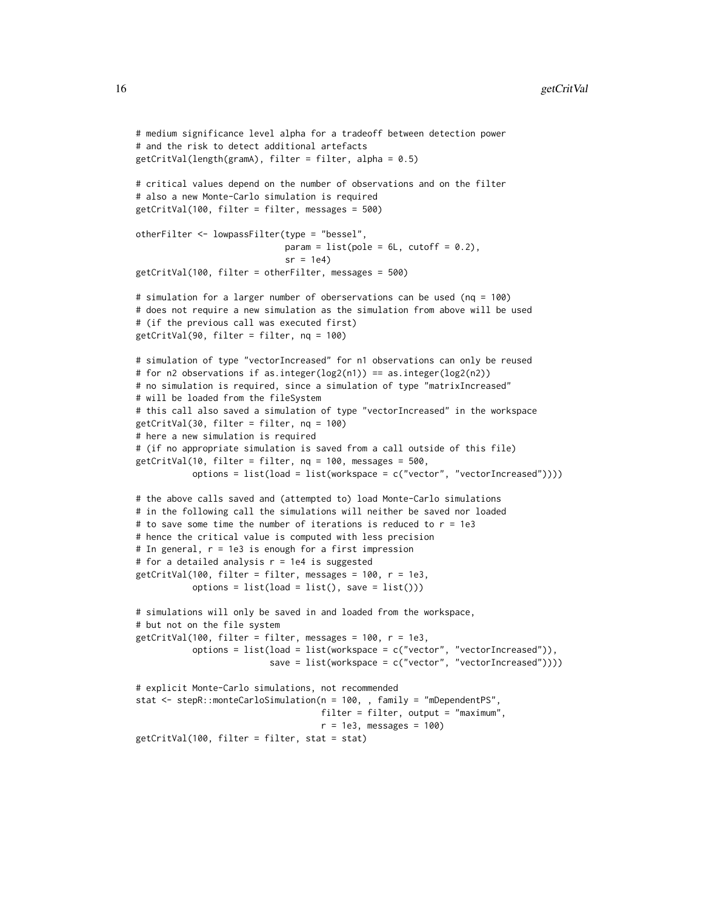```
# medium significance level alpha for a tradeoff between detection power
# and the risk to detect additional artefacts
getCritVal(length(gramA), filter = filter, alpha = 0.5)

# critical values depend on the number of observations and on the filter
# also a new Monte-Carlo simulation is required
getCritVal(100, filter = filter, messages = 500)

otherFilter <- lowpassFilter(type = "bessel",
                             param = list(pole = 6L, cutoff = 0.2),
                             sr = 1e4)
getCritVal(100, filter = otherFilter, messages = 500)

# simulation for a larger number of oberservations can be used (nq = 100)
# does not require a new simulation as the simulation from above will be used
# (if the previous call was executed first)
getCritVal(90, filter = filter, nq = 100)

# simulation of type "vectorIncreased" for n1 observations can only be reused
# for n2 observations if as.integer(log2(n1)) == as.integer(log2(n2))
# no simulation is required, since a simulation of type "matrixIncreased"
# will be loaded from the fileSystem
# this call also saved a simulation of type "vectorIncreased" in the workspace
getCritVal(30, filter = filter, nq = 100)
# here a new simulation is required
# (if no appropriate simulation is saved from a call outside of this file)
getCritVal(10, filter = filter, nq = 100, messages = 500,
           options = list(load = list(workspace = c("vector", "vectorIncreased"))))

# the above calls saved and (attempted to) load Monte-Carlo simulations
# in the following call the simulations will neither be saved nor loaded
# to save some time the number of iterations is reduced to r = 1e3
# hence the critical value is computed with less precision
# In general, r = 1e3 is enough for a first impression
# for a detailed analysis r = 1e4 is suggested
getCritVal(100, filter = filter, messages = 100, r = 1e3,
           options = list(load = list(), save = list()))

# simulations will only be saved in and loaded from the workspace,
# but not on the file system
getCritVal(100, filter = filter, messages = 100, r = 1e3,
           options = list(load = list(workspace = c("vector", "vectorIncreased")),
                          save = list(workspace = c("vector", "vectorIncreased"))))

# explicit Monte-Carlo simulations, not recommended
stat <- stepR::monteCarloSimulation(n = 100, , family = "mDependentPS",
                                    filter = filter, output = "maximum",
                                    r = 1e3, messages = 100)
getCritVal(100, filter = filter, stat = stat)
```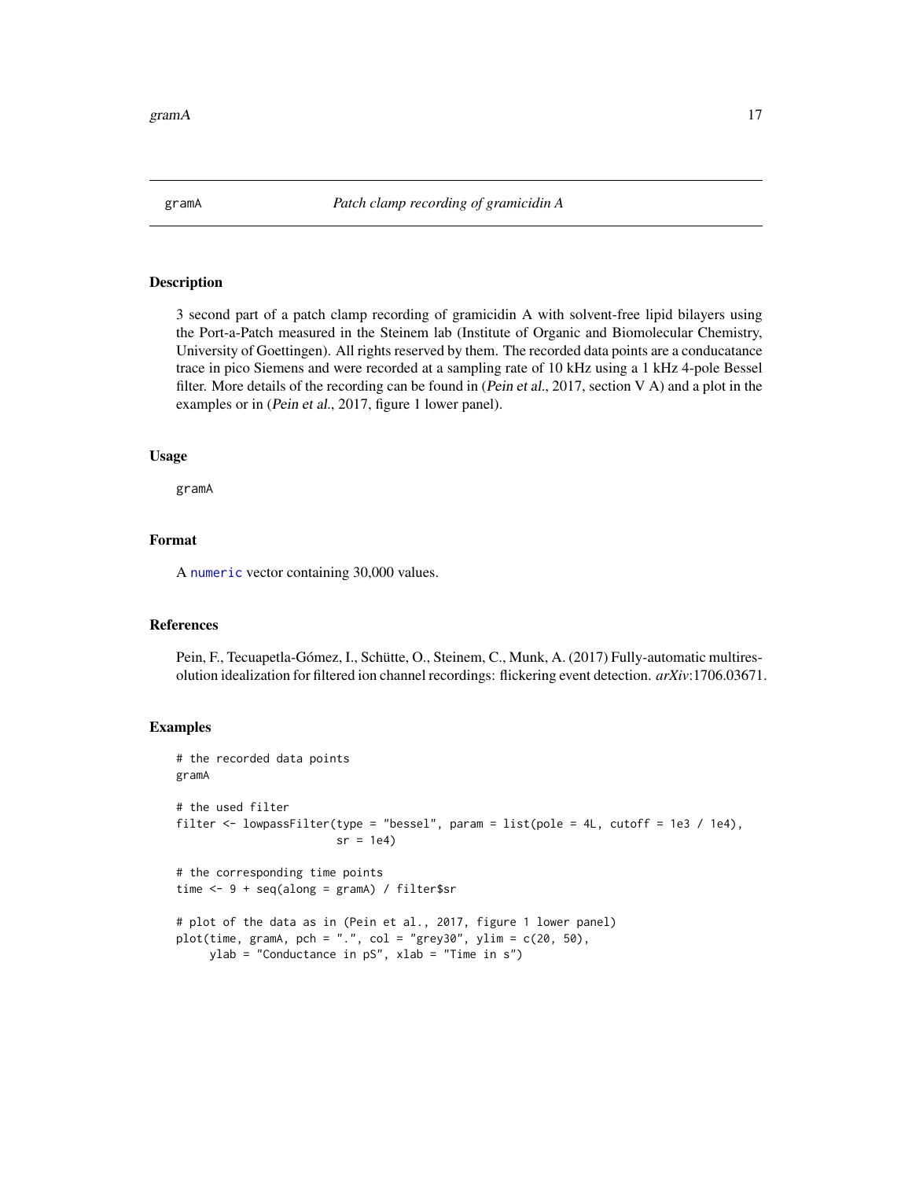gramA *Patch clamp recording of gramicidin A*

## Description

3 second part of a patch clamp recording of gramicidin A with solvent-free lipid bilayers using the Port-a-Patch measured in the Steinem lab (Institute of Organic and Biomolecular Chemistry, University of Goettingen). All rights reserved by them. The recorded data points are a conducatance trace in pico Siemens and were recorded at a sampling rate of 10 kHz using a 1 kHz 4-pole Bessel filter. More details of the recording can be found in (Pein et al., 2017, section V A) and a plot in the examples or in (Pein et al., 2017, figure 1 lower panel).

## Usage

```
gramA
```

## Format

A `numeric` vector containing 30,000 values.

## References

Pein, F., Tecuapetla-Gómez, I., Schütte, O., Steinem, C., Munk, A. (2017) Fully-automatic multiresolution idealization for filtered ion channel recordings: flickering event detection. *arXiv*:1706.03671.

## Examples

```
# the recorded data points
gramA

# the used filter
filter <- lowpassFilter(type = "bessel", param = list(pole = 4L, cutoff = 1e3 / 1e4),
                        sr = 1e4)

# the corresponding time points
time <- 9 + seq(along = gramA) / filter$sr

# plot of the data as in (Pein et al., 2017, figure 1 lower panel)
plot(time, gramA, pch = ".", col = "grey30", ylim = c(20, 50),
     ylab = "Conductance in pS", xlab = "Time in s")
```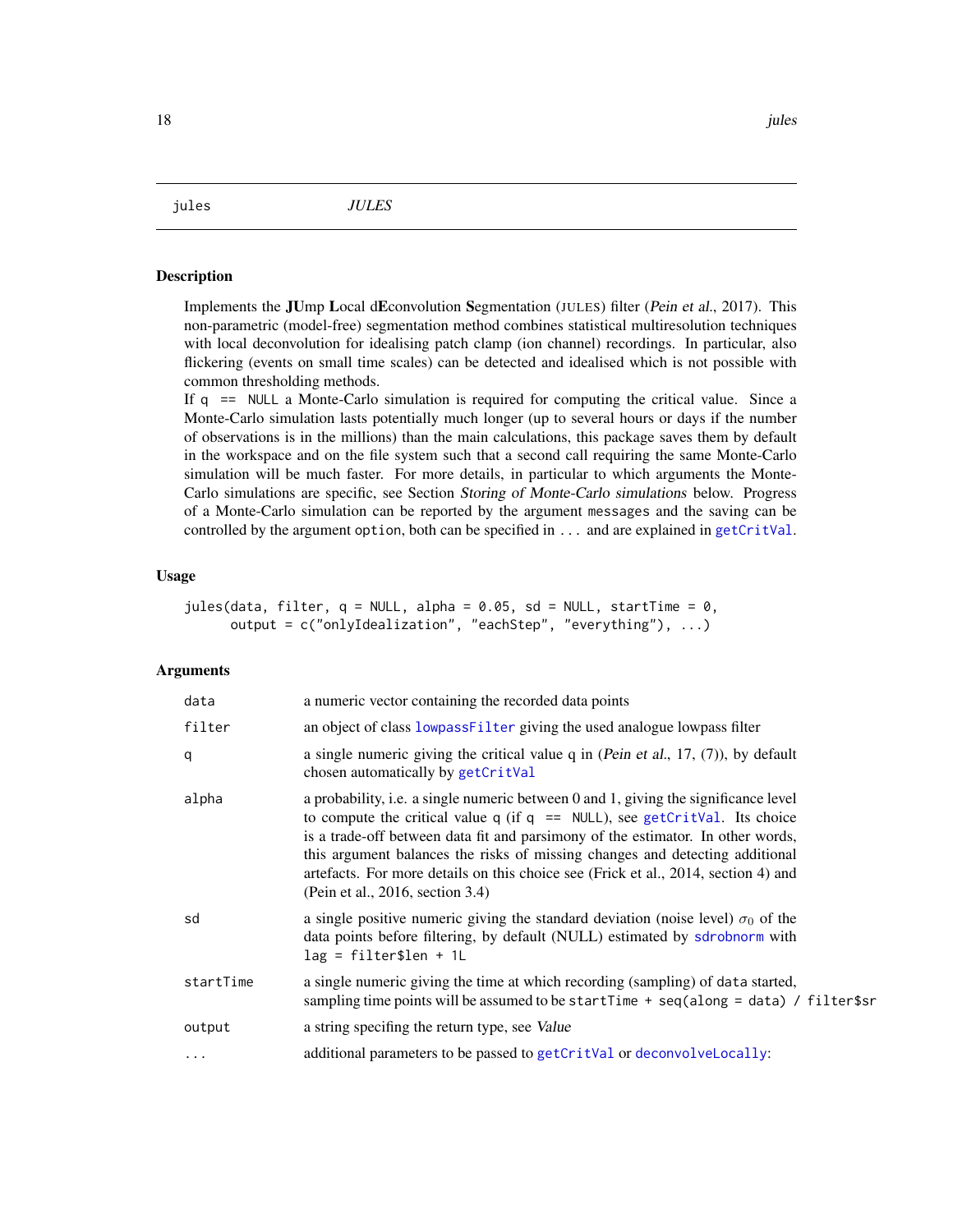# jules — *JULES*

## Description

Implements the **JU**mp **L**ocal d**E**convolution **S**egmentation (JULES) filter (*Pein et al.*, 2017). This non-parametric (model-free) segmentation method combines statistical multiresolution techniques with local deconvolution for idealising patch clamp (ion channel) recordings. In particular, also flickering (events on small time scales) can be detected and idealised which is not possible with common thresholding methods.

If `q == NULL` a Monte-Carlo simulation is required for computing the critical value. Since a Monte-Carlo simulation lasts potentially much longer (up to several hours or days if the number of observations is in the millions) than the main calculations, this package saves them by default in the workspace and on the file system such that a second call requiring the same Monte-Carlo simulation will be much faster. For more details, in particular to which arguments the Monte-Carlo simulations are specific, see Section *Storing of Monte-Carlo simulations* below. Progress of a Monte-Carlo simulation can be reported by the argument `messages` and the saving can be controlled by the argument `option`, both can be specified in `...` and are explained in `getCritVal`.

## Usage

```
jules(data, filter, q = NULL, alpha = 0.05, sd = NULL, startTime = 0,
      output = c("onlyIdealization", "eachStep", "everything"), ...)
```

## Arguments

| | |
|---|---|
| `data` | a numeric vector containing the recorded data points |
| `filter` | an object of class `lowpassFilter` giving the used analogue lowpass filter |
| `q` | a single numeric giving the critical value q in (*Pein et al.*, 17, (7)), by default chosen automatically by `getCritVal` |
| `alpha` | a probability, i.e. a single numeric between 0 and 1, giving the significance level to compute the critical value `q` (if `q == NULL`), see `getCritVal`. Its choice is a trade-off between data fit and parsimony of the estimator. In other words, this argument balances the risks of missing changes and detecting additional artefacts. For more details on this choice see (Frick et al., 2014, section 4) and (Pein et al., 2016, section 3.4) |
| `sd` | a single positive numeric giving the standard deviation (noise level) $\sigma_0$ of the data points before filtering, by default (NULL) estimated by `sdrobnorm` with `lag = filter$len + 1L` |
| `startTime` | a single numeric giving the time at which recording (sampling) of `data` started, sampling time points will be assumed to be `startTime + seq(along = data) / filter$sr` |
| `output` | a string specifing the return type, see *Value* |
| `...` | additional parameters to be passed to `getCritVal` or `deconvolveLocally`: |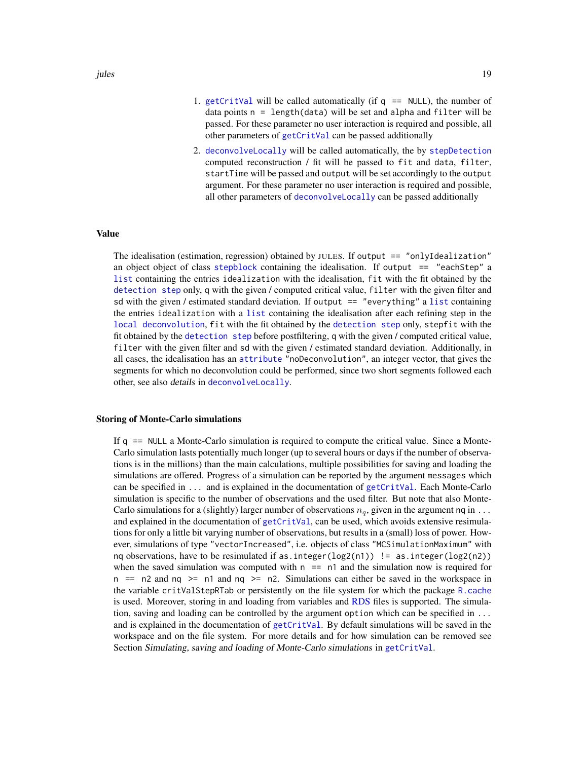1. `getCritVal` will be called automatically (if `q == NULL`), the number of data points `n = length(data)` will be set and `alpha` and `filter` will be passed. For these parameter no user interaction is required and possible, all other parameters of `getCritVal` can be passed additionally
2. `deconvolveLocally` will be called automatically, the by `stepDetection` computed reconstruction / fit will be passed to `fit` and `data`, `filter`, `startTime` will be passed and `output` will be set accordingly to the `output` argument. For these parameter no user interaction is required and possible, all other parameters of `deconvolveLocally` can be passed additionally

## Value

The idealisation (estimation, regression) obtained by JULES. If `output == "onlyIdealization"` an object object of class `stepblock` containing the idealisation. If `output == "eachStep"` a `list` containing the entries `idealization` with the idealisation, `fit` with the fit obtained by the detection step only, `q` with the given / computed critical value, `filter` with the given filter and `sd` with the given / estimated standard deviation. If `output == "everything"` a `list` containing the entries `idealization` with a `list` containing the idealisation after each refining step in the local deconvolution, `fit` with the fit obtained by the detection step only, `stepfit` with the fit obtained by the detection step before postfiltering, `q` with the given / computed critical value, `filter` with the given filter and `sd` with the given / estimated standard deviation. Additionally, in all cases, the idealisation has an `attribute` `"noDeconvolution"`, an integer vector, that gives the segments for which no deconvolution could be performed, since two short segments followed each other, see also *details* in `deconvolveLocally`.

## Storing of Monte-Carlo simulations

If `q == NULL` a Monte-Carlo simulation is required to compute the critical value. Since a Monte-Carlo simulation lasts potentially much longer (up to several hours or days if the number of observations is in the millions) than the main calculations, multiple possibilities for saving and loading the simulations are offered. Progress of a simulation can be reported by the argument `messages` which can be specified in `...` and is explained in the documentation of `getCritVal`. Each Monte-Carlo simulation is specific to the number of observations and the used filter. But note that also Monte-Carlo simulations for a (slightly) larger number of observations $n_q$, given in the argument `nq` in `...` and explained in the documentation of `getCritVal`, can be used, which avoids extensive resimulations for only a little bit varying number of observations, but results in a (small) loss of power. However, simulations of type `"vectorIncreased"`, i.e. objects of class `"MCSimulationMaximum"` with `nq` observations, have to be resimulated if `as.integer(log2(n1)) != as.integer(log2(n2))` when the saved simulation was computed with `n == n1` and the simulation now is required for `n == n2` and `nq >= n1` and `nq >= n2`. Simulations can either be saved in the workspace in the variable `critValStepRTab` or persistently on the file system for which the package `R.cache` is used. Moreover, storing in and loading from variables and RDS files is supported. The simulation, saving and loading can be controlled by the argument `option` which can be specified in `...` and is explained in the documentation of `getCritVal`. By default simulations will be saved in the workspace and on the file system. For more details and for how simulation can be removed see Section *Simulating, saving and loading of Monte-Carlo simulations* in `getCritVal`.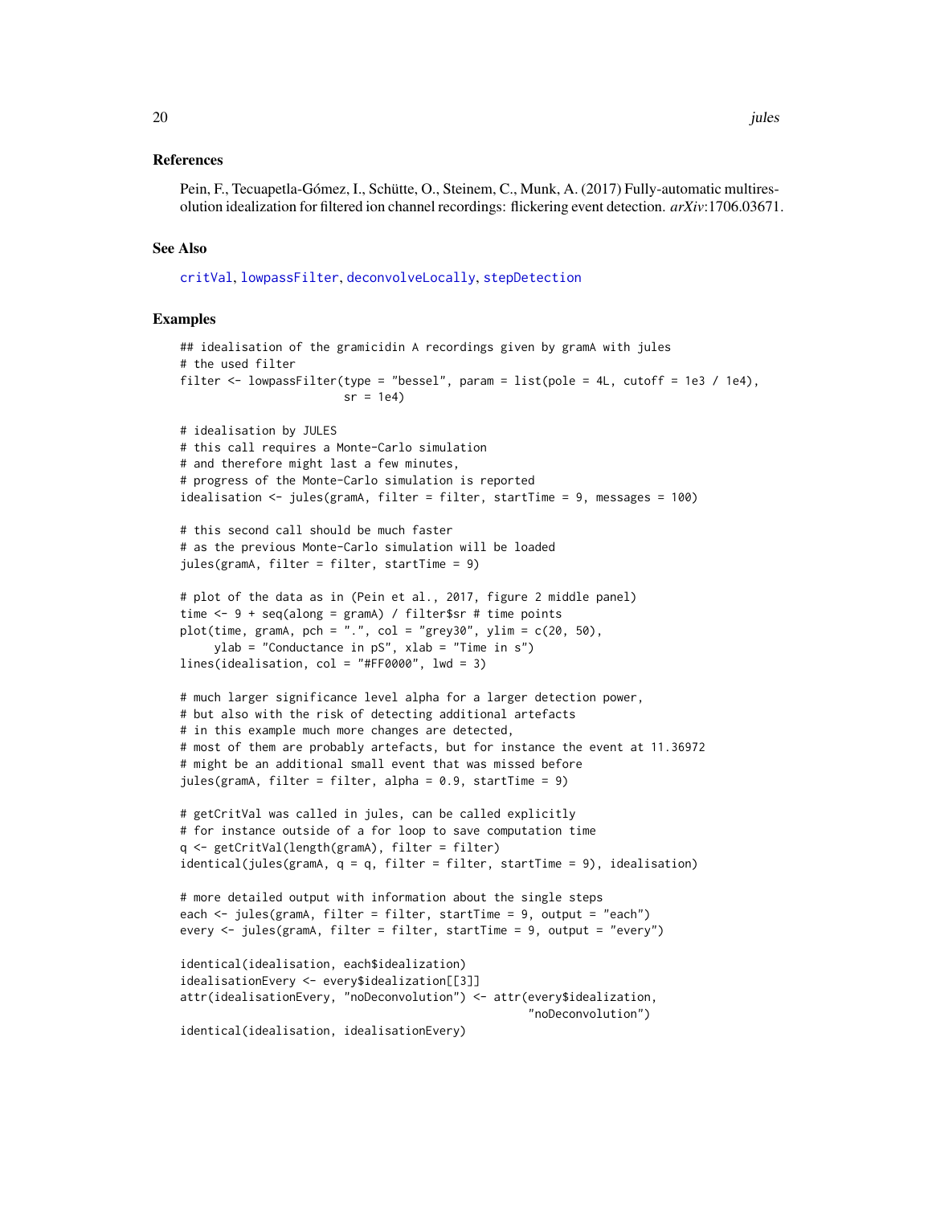## References

Pein, F., Tecuapetla-Gómez, I., Schütte, O., Steinem, C., Munk, A. (2017) Fully-automatic multiresolution idealization for filtered ion channel recordings: flickering event detection. *arXiv*:1706.03671.

## See Also

critVal, lowpassFilter, deconvolveLocally, stepDetection

## Examples

```
## idealisation of the gramicidin A recordings given by gramA with jules
# the used filter
filter <- lowpassFilter(type = "bessel", param = list(pole = 4L, cutoff = 1e3 / 1e4),
                        sr = 1e4)

# idealisation by JULES
# this call requires a Monte-Carlo simulation
# and therefore might last a few minutes,
# progress of the Monte-Carlo simulation is reported
idealisation <- jules(gramA, filter = filter, startTime = 9, messages = 100)

# this second call should be much faster
# as the previous Monte-Carlo simulation will be loaded
jules(gramA, filter = filter, startTime = 9)

# plot of the data as in (Pein et al., 2017, figure 2 middle panel)
time <- 9 + seq(along = gramA) / filter$sr # time points
plot(time, gramA, pch = ".", col = "grey30", ylim = c(20, 50),
     ylab = "Conductance in pS", xlab = "Time in s")
lines(idealisation, col = "#FF0000", lwd = 3)

# much larger significance level alpha for a larger detection power,
# but also with the risk of detecting additional artefacts
# in this example much more changes are detected,
# most of them are probably artefacts, but for instance the event at 11.36972
# might be an additional small event that was missed before
jules(gramA, filter = filter, alpha = 0.9, startTime = 9)

# getCritVal was called in jules, can be called explicitly
# for instance outside of a for loop to save computation time
q <- getCritVal(length(gramA), filter = filter)
identical(jules(gramA, q = q, filter = filter, startTime = 9), idealisation)

# more detailed output with information about the single steps
each <- jules(gramA, filter = filter, startTime = 9, output = "each")
every <- jules(gramA, filter = filter, startTime = 9, output = "every")

identical(idealisation, each$idealization)
idealisationEvery <- every$idealization[[3]]
attr(idealisationEvery, "noDeconvolution") <- attr(every$idealization,
                                                   "noDeconvolution")
identical(idealisation, idealisationEvery)
```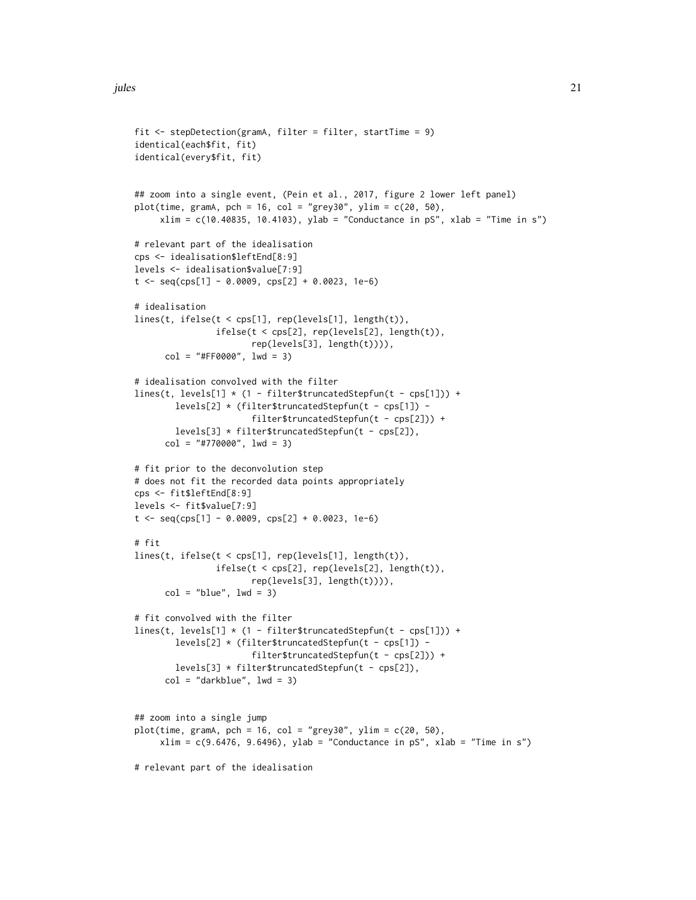```
fit <- stepDetection(gramA, filter = filter, startTime = 9)
identical(each$fit, fit)
identical(every$fit, fit)


## zoom into a single event, (Pein et al., 2017, figure 2 lower left panel)
plot(time, gramA, pch = 16, col = "grey30", ylim = c(20, 50),
     xlim = c(10.40835, 10.4103), ylab = "Conductance in pS", xlab = "Time in s")

# relevant part of the idealisation
cps <- idealisation$leftEnd[8:9]
levels <- idealisation$value[7:9]
t <- seq(cps[1] - 0.0009, cps[2] + 0.0023, 1e-6)

# idealisation
lines(t, ifelse(t < cps[1], rep(levels[1], length(t)),
                ifelse(t < cps[2], rep(levels[2], length(t)),
                       rep(levels[3], length(t)))),
      col = "#FF0000", lwd = 3)

# idealisation convolved with the filter
lines(t, levels[1] * (1 - filter$truncatedStepfun(t - cps[1])) +
        levels[2] * (filter$truncatedStepfun(t - cps[1]) -
                       filter$truncatedStepfun(t - cps[2])) +
        levels[3] * filter$truncatedStepfun(t - cps[2]),
      col = "#770000", lwd = 3)

# fit prior to the deconvolution step
# does not fit the recorded data points appropriately
cps <- fit$leftEnd[8:9]
levels <- fit$value[7:9]
t <- seq(cps[1] - 0.0009, cps[2] + 0.0023, 1e-6)

# fit
lines(t, ifelse(t < cps[1], rep(levels[1], length(t)),
                ifelse(t < cps[2], rep(levels[2], length(t)),
                       rep(levels[3], length(t)))),
      col = "blue", lwd = 3)

# fit convolved with the filter
lines(t, levels[1] * (1 - filter$truncatedStepfun(t - cps[1])) +
        levels[2] * (filter$truncatedStepfun(t - cps[1]) -
                       filter$truncatedStepfun(t - cps[2])) +
        levels[3] * filter$truncatedStepfun(t - cps[2]),
      col = "darkblue", lwd = 3)


## zoom into a single jump
plot(time, gramA, pch = 16, col = "grey30", ylim = c(20, 50),
     xlim = c(9.6476, 9.6496), ylab = "Conductance in pS", xlab = "Time in s")

# relevant part of the idealisation
```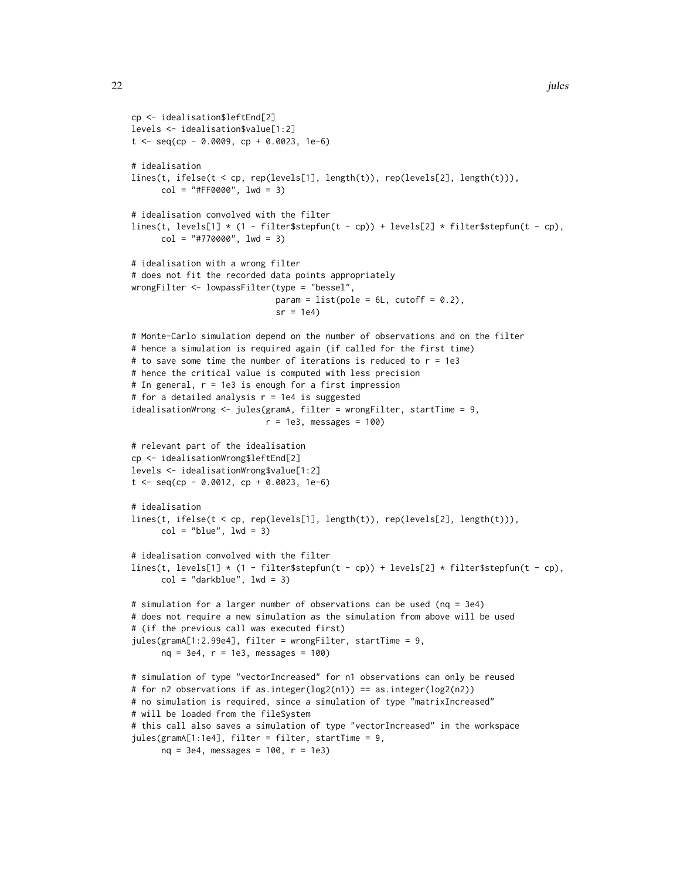```
cp <- idealisation$leftEnd[2]
levels <- idealisation$value[1:2]
t <- seq(cp - 0.0009, cp + 0.0023, 1e-6)

# idealisation
lines(t, ifelse(t < cp, rep(levels[1], length(t)), rep(levels[2], length(t))),
      col = "#FF0000", lwd = 3)

# idealisation convolved with the filter
lines(t, levels[1] * (1 - filter$stepfun(t - cp)) + levels[2] * filter$stepfun(t - cp),
      col = "#770000", lwd = 3)

# idealisation with a wrong filter
# does not fit the recorded data points appropriately
wrongFilter <- lowpassFilter(type = "bessel",
                             param = list(pole = 6L, cutoff = 0.2),
                             sr = 1e4)

# Monte-Carlo simulation depend on the number of observations and on the filter
# hence a simulation is required again (if called for the first time)
# to save some time the number of iterations is reduced to r = 1e3
# hence the critical value is computed with less precision
# In general, r = 1e3 is enough for a first impression
# for a detailed analysis r = 1e4 is suggested
idealisationWrong <- jules(gramA, filter = wrongFilter, startTime = 9,
                           r = 1e3, messages = 100)

# relevant part of the idealisation
cp <- idealisationWrong$leftEnd[2]
levels <- idealisationWrong$value[1:2]
t <- seq(cp - 0.0012, cp + 0.0023, 1e-6)

# idealisation
lines(t, ifelse(t < cp, rep(levels[1], length(t)), rep(levels[2], length(t))),
      col = "blue", lwd = 3)

# idealisation convolved with the filter
lines(t, levels[1] * (1 - filter$stepfun(t - cp)) + levels[2] * filter$stepfun(t - cp),
      col = "darkblue", lwd = 3)

# simulation for a larger number of observations can be used (nq = 3e4)
# does not require a new simulation as the simulation from above will be used
# (if the previous call was executed first)
jules(gramA[1:2.99e4], filter = wrongFilter, startTime = 9,
      nq = 3e4, r = 1e3, messages = 100)

# simulation of type "vectorIncreased" for n1 observations can only be reused
# for n2 observations if as.integer(log2(n1)) == as.integer(log2(n2))
# no simulation is required, since a simulation of type "matrixIncreased"
# will be loaded from the fileSystem
# this call also saves a simulation of type "vectorIncreased" in the workspace
jules(gramA[1:1e4], filter = filter, startTime = 9,
      nq = 3e4, messages = 100, r = 1e3)
```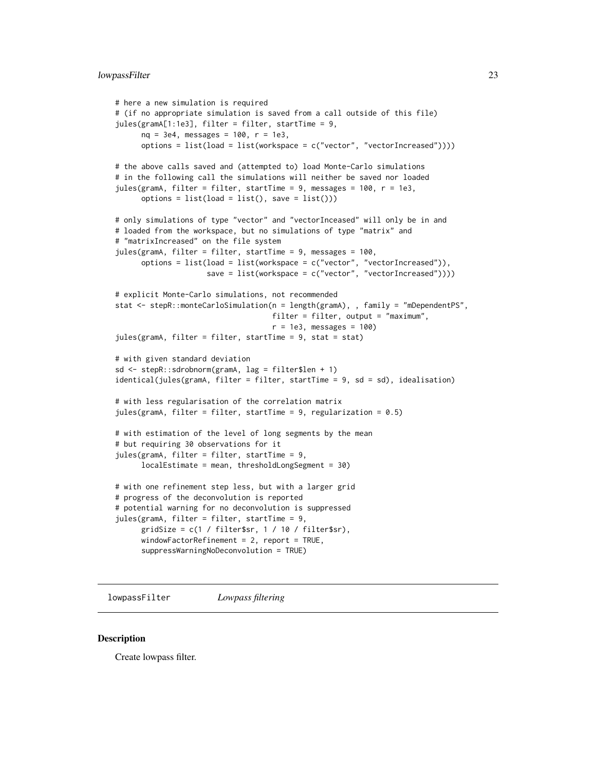```
# here a new simulation is required
# (if no appropriate simulation is saved from a call outside of this file)
jules(gramA[1:1e3], filter = filter, startTime = 9,
      nq = 3e4, messages = 100, r = 1e3,
      options = list(load = list(workspace = c("vector", "vectorIncreased"))))

# the above calls saved and (attempted to) load Monte-Carlo simulations
# in the following call the simulations will neither be saved nor loaded
jules(gramA, filter = filter, startTime = 9, messages = 100, r = 1e3,
      options = list(load = list(), save = list()))

# only simulations of type "vector" and "vectorInceased" will only be in and
# loaded from the workspace, but no simulations of type "matrix" and
# "matrixIncreased" on the file system
jules(gramA, filter = filter, startTime = 9, messages = 100,
      options = list(load = list(workspace = c("vector", "vectorIncreased")),
                     save = list(workspace = c("vector", "vectorIncreased"))))

# explicit Monte-Carlo simulations, not recommended
stat <- stepR::monteCarloSimulation(n = length(gramA), , family = "mDependentPS",
                                    filter = filter, output = "maximum",
                                    r = 1e3, messages = 100)
jules(gramA, filter = filter, startTime = 9, stat = stat)

# with given standard deviation
sd <- stepR::sdrobnorm(gramA, lag = filter$len + 1)
identical(jules(gramA, filter = filter, startTime = 9, sd = sd), idealisation)

# with less regularisation of the correlation matrix
jules(gramA, filter = filter, startTime = 9, regularization = 0.5)

# with estimation of the level of long segments by the mean
# but requiring 30 observations for it
jules(gramA, filter = filter, startTime = 9,
      localEstimate = mean, thresholdLongSegment = 30)

# with one refinement step less, but with a larger grid
# progress of the deconvolution is reported
# potential warning for no deconvolution is suppressed
jules(gramA, filter = filter, startTime = 9,
      gridSize = c(1 / filter$sr, 1 / 10 / filter$sr),
      windowFactorRefinement = 2, report = TRUE,
      suppressWarningNoDeconvolution = TRUE)
```

---

lowpassFilter *Lowpass filtering*

---

## Description

Create lowpass filter.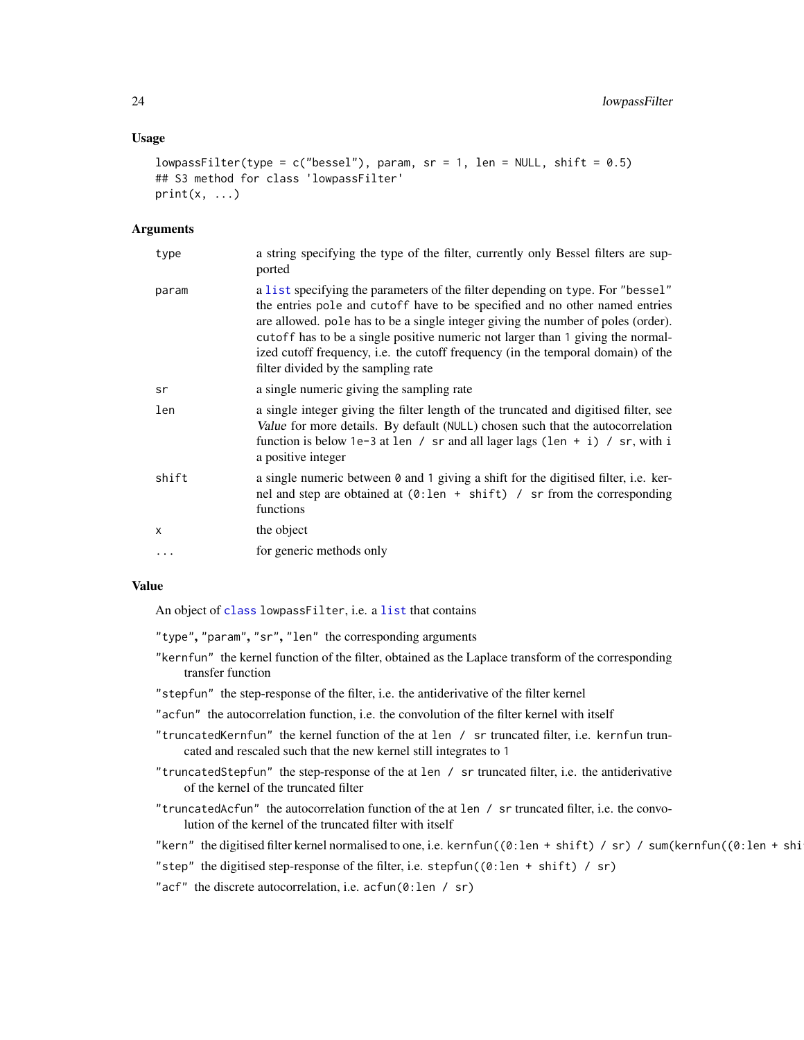### Usage

```
lowpassFilter(type = c("bessel"), param, sr = 1, len = NULL, shift = 0.5)
## S3 method for class 'lowpassFilter'
print(x, ...)
```

### Arguments

| | |
|---|---|
| type | a string specifying the type of the filter, currently only Bessel filters are supported |
| param | a list specifying the parameters of the filter depending on type. For "bessel" the entries pole and cutoff have to be specified and no other named entries are allowed. pole has to be a single integer giving the number of poles (order). cutoff has to be a single positive numeric not larger than 1 giving the normalized cutoff frequency, i.e. the cutoff frequency (in the temporal domain) of the filter divided by the sampling rate |
| sr | a single numeric giving the sampling rate |
| len | a single integer giving the filter length of the truncated and digitised filter, see *Value* for more details. By default (NULL) chosen such that the autocorrelation function is below 1e-3 at len / sr and all lager lags (len + i) / sr, with i a positive integer |
| shift | a single numeric between 0 and 1 giving a shift for the digitised filter, i.e. kernel and step are obtained at (0:len + shift) / sr from the corresponding functions |
| x | the object |
| ... | for generic methods only |

### Value

An object of class lowpassFilter, i.e. a list that contains

"type", "param", "sr", "len" the corresponding arguments

"kernfun" the kernel function of the filter, obtained as the Laplace transform of the corresponding transfer function

"stepfun" the step-response of the filter, i.e. the antiderivative of the filter kernel

"acfun" the autocorrelation function, i.e. the convolution of the filter kernel with itself

"truncatedKernfun" the kernel function of the at len / sr truncated filter, i.e. kernfun truncated and rescaled such that the new kernel still integrates to 1

"truncatedStepfun" the step-response of the at len / sr truncated filter, i.e. the antiderivative of the kernel of the truncated filter

"truncatedAcfun" the autocorrelation function of the at len / sr truncated filter, i.e. the convolution of the kernel of the truncated filter with itself

"kern" the digitised filter kernel normalised to one, i.e. kernfun((0:len + shift) / sr) / sum(kernfun((0:len + shi

"step" the digitised step-response of the filter, i.e. stepfun((0:len + shift) / sr)

"acf" the discrete autocorrelation, i.e. acfun(0:len / sr)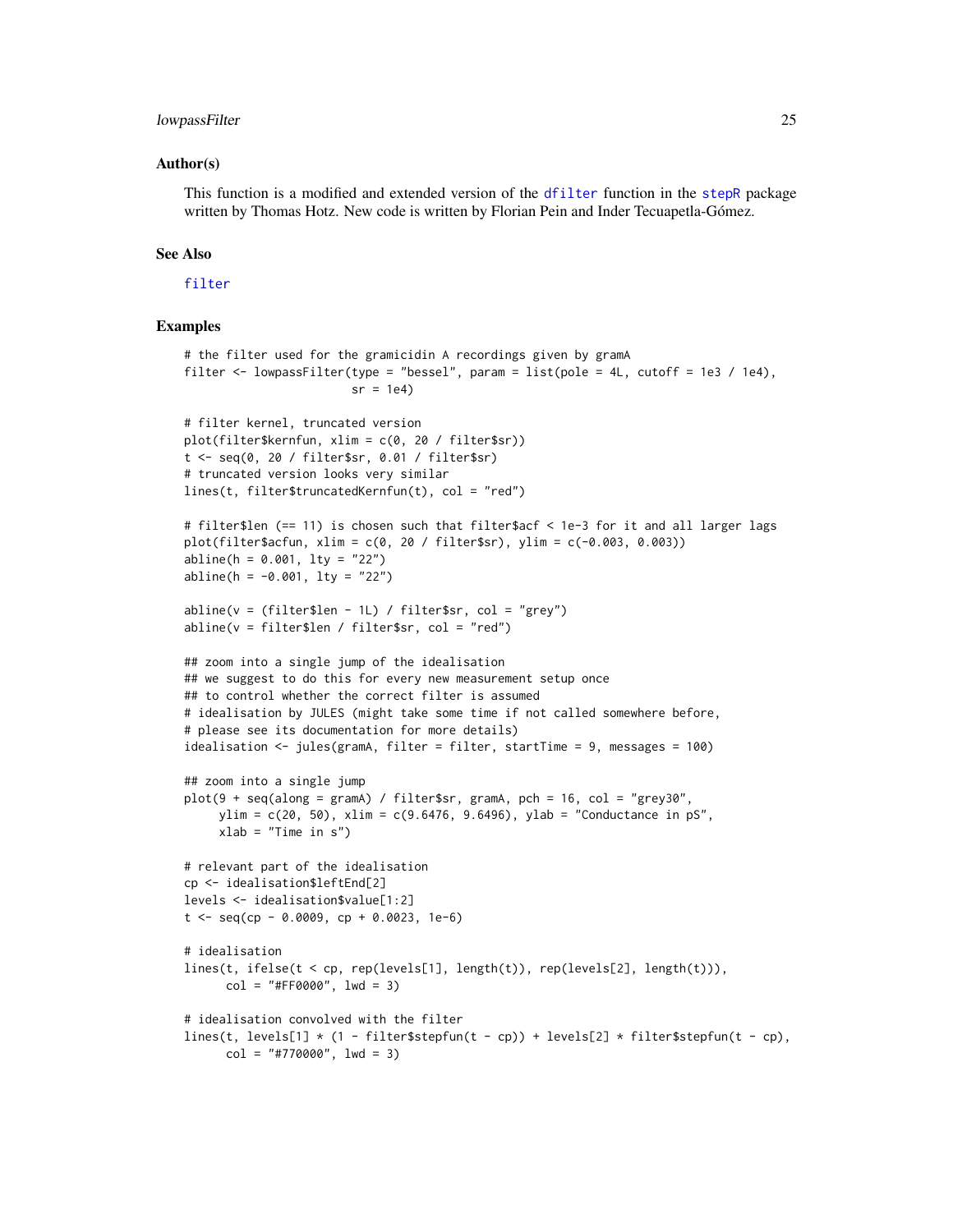### Author(s)

This function is a modified and extended version of the dfilter function in the stepR package written by Thomas Hotz. New code is written by Florian Pein and Inder Tecuapetla-Gómez.

### See Also

filter

### Examples

```
# the filter used for the gramicidin A recordings given by gramA
filter <- lowpassFilter(type = "bessel", param = list(pole = 4L, cutoff = 1e3 / 1e4),
                        sr = 1e4)

# filter kernel, truncated version
plot(filter$kernfun, xlim = c(0, 20 / filter$sr))
t <- seq(0, 20 / filter$sr, 0.01 / filter$sr)
# truncated version looks very similar
lines(t, filter$truncatedKernfun(t), col = "red")

# filter$len (== 11) is chosen such that filter$acf < 1e-3 for it and all larger lags
plot(filter$acfun, xlim = c(0, 20 / filter$sr), ylim = c(-0.003, 0.003))
abline(h = 0.001, lty = "22")
abline(h = -0.001, lty = "22")

abline(v = (filter$len - 1L) / filter$sr, col = "grey")
abline(v = filter$len / filter$sr, col = "red")

## zoom into a single jump of the idealisation
## we suggest to do this for every new measurement setup once
## to control whether the correct filter is assumed
# idealisation by JULES (might take some time if not called somewhere before,
# please see its documentation for more details)
idealisation <- jules(gramA, filter = filter, startTime = 9, messages = 100)

## zoom into a single jump
plot(9 + seq(along = gramA) / filter$sr, gramA, pch = 16, col = "grey30",
     ylim = c(20, 50), xlim = c(9.6476, 9.6496), ylab = "Conductance in pS",
     xlab = "Time in s")

# relevant part of the idealisation
cp <- idealisation$leftEnd[2]
levels <- idealisation$value[1:2]
t <- seq(cp - 0.0009, cp + 0.0023, 1e-6)

# idealisation
lines(t, ifelse(t < cp, rep(levels[1], length(t)), rep(levels[2], length(t))),
      col = "#FF0000", lwd = 3)

# idealisation convolved with the filter
lines(t, levels[1] * (1 - filter$stepfun(t - cp)) + levels[2] * filter$stepfun(t - cp),
      col = "#770000", lwd = 3)
```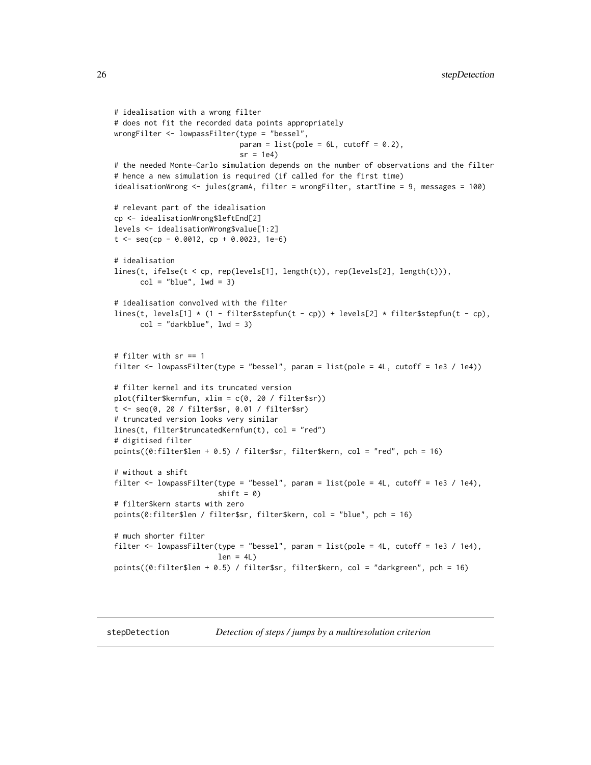```
# idealisation with a wrong filter
# does not fit the recorded data points appropriately
wrongFilter <- lowpassFilter(type = "bessel",
                             param = list(pole = 6L, cutoff = 0.2),
                             sr = 1e4)
# the needed Monte-Carlo simulation depends on the number of observations and the filter
# hence a new simulation is required (if called for the first time)
idealisationWrong <- jules(gramA, filter = wrongFilter, startTime = 9, messages = 100)

# relevant part of the idealisation
cp <- idealisationWrong$leftEnd[2]
levels <- idealisationWrong$value[1:2]
t <- seq(cp - 0.0012, cp + 0.0023, 1e-6)

# idealisation
lines(t, ifelse(t < cp, rep(levels[1], length(t)), rep(levels[2], length(t))),
      col = "blue", lwd = 3)

# idealisation convolved with the filter
lines(t, levels[1] * (1 - filter$stepfun(t - cp)) + levels[2] * filter$stepfun(t - cp),
      col = "darkblue", lwd = 3)


# filter with sr == 1
filter <- lowpassFilter(type = "bessel", param = list(pole = 4L, cutoff = 1e3 / 1e4))

# filter kernel and its truncated version
plot(filter$kernfun, xlim = c(0, 20 / filter$sr))
t <- seq(0, 20 / filter$sr, 0.01 / filter$sr)
# truncated version looks very similar
lines(t, filter$truncatedKernfun(t), col = "red")
# digitised filter
points((0:filter$len + 0.5) / filter$sr, filter$kern, col = "red", pch = 16)

# without a shift
filter <- lowpassFilter(type = "bessel", param = list(pole = 4L, cutoff = 1e3 / 1e4),
                        shift = 0)
# filter$kern starts with zero
points(0:filter$len / filter$sr, filter$kern, col = "blue", pch = 16)

# much shorter filter
filter <- lowpassFilter(type = "bessel", param = list(pole = 4L, cutoff = 1e3 / 1e4),
                        len = 4L)
points((0:filter$len + 0.5) / filter$sr, filter$kern, col = "darkgreen", pch = 16)
```

## stepDetection — *Detection of steps / jumps by a multiresolution criterion*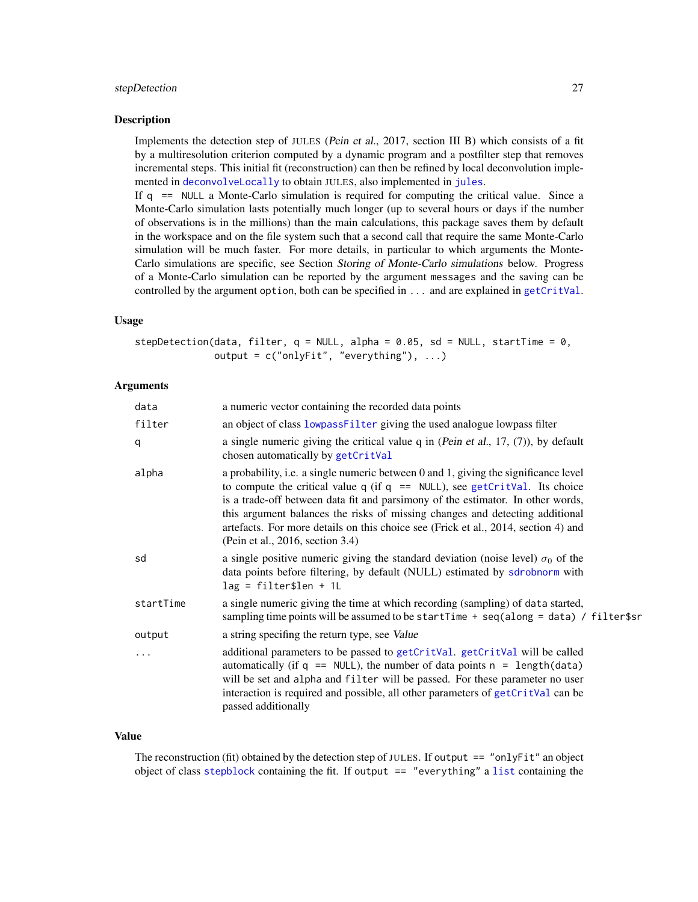## Description

Implements the detection step of JULES (*Pein et al.*, 2017, section III B) which consists of a fit by a multiresolution criterion computed by a dynamic program and a postfilter step that removes incremental steps. This initial fit (reconstruction) can then be refined by local deconvolution implemented in `deconvolveLocally` to obtain JULES, also implemented in `jules`.

If `q == NULL` a Monte-Carlo simulation is required for computing the critical value. Since a Monte-Carlo simulation lasts potentially much longer (up to several hours or days if the number of observations is in the millions) than the main calculations, this package saves them by default in the workspace and on the file system such that a second call that require the same Monte-Carlo simulation will be much faster. For more details, in particular to which arguments the Monte-Carlo simulations are specific, see Section *Storing of Monte-Carlo simulations* below. Progress of a Monte-Carlo simulation can be reported by the argument `messages` and the saving can be controlled by the argument `option`, both can be specified in `...` and are explained in `getCritVal`.

## Usage

```
stepDetection(data, filter, q = NULL, alpha = 0.05, sd = NULL, startTime = 0,
              output = c("onlyFit", "everything"), ...)
```

## Arguments

| | |
|---|---|
| `data` | a numeric vector containing the recorded data points |
| `filter` | an object of class `lowpassFilter` giving the used analogue lowpass filter |
| `q` | a single numeric giving the critical value q in (*Pein et al.*, 17, (7)), by default chosen automatically by `getCritVal` |
| `alpha` | a probability, i.e. a single numeric between 0 and 1, giving the significance level to compute the critical value `q` (if `q == NULL`), see `getCritVal`. Its choice is a trade-off between data fit and parsimony of the estimator. In other words, this argument balances the risks of missing changes and detecting additional artefacts. For more details on this choice see (Frick et al., 2014, section 4) and (Pein et al., 2016, section 3.4) |
| `sd` | a single positive numeric giving the standard deviation (noise level) $\sigma_0$ of the data points before filtering, by default (NULL) estimated by `sdrobnorm` with `lag = filter$len + 1L` |
| `startTime` | a single numeric giving the time at which recording (sampling) of `data` started, sampling time points will be assumed to be `startTime + seq(along = data) / filter$sr` |
| `output` | a string specifing the return type, see *Value* |
| `...` | additional parameters to be passed to `getCritVal`. `getCritVal` will be called automatically (if `q == NULL`), the number of data points `n = length(data)` will be set and `alpha` and `filter` will be passed. For these parameter no user interaction is required and possible, all other parameters of `getCritVal` can be passed additionally |

## Value

The reconstruction (fit) obtained by the detection step of JULES. If `output == "onlyFit"` an object object of class `stepblock` containing the fit. If `output == "everything"` a `list` containing the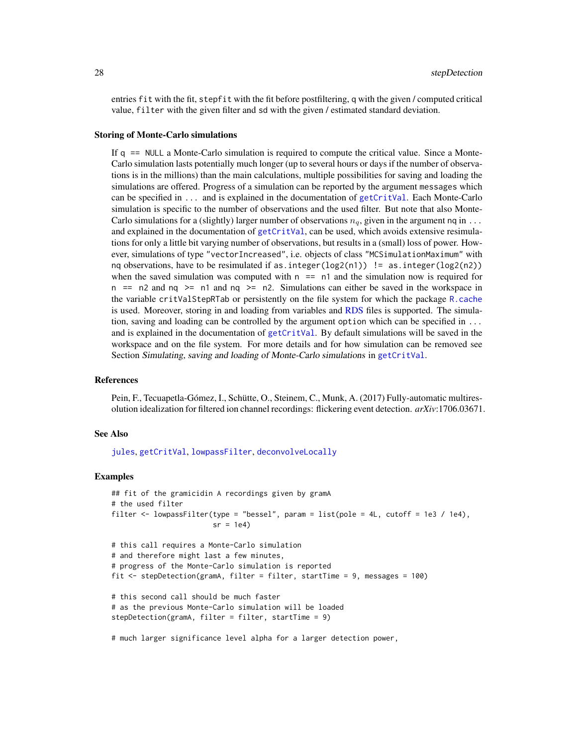entries `fit` with the fit, `stepfit` with the fit before postfiltering, `q` with the given / computed critical value, `filter` with the given filter and `sd` with the given / estimated standard deviation.

### Storing of Monte-Carlo simulations

If `q == NULL` a Monte-Carlo simulation is required to compute the critical value. Since a Monte-Carlo simulation lasts potentially much longer (up to several hours or days if the number of observations is in the millions) than the main calculations, multiple possibilities for saving and loading the simulations are offered. Progress of a simulation can be reported by the argument `messages` which can be specified in `...` and is explained in the documentation of `getCritVal`. Each Monte-Carlo simulation is specific to the number of observations and the used filter. But note that also Monte-Carlo simulations for a (slightly) larger number of observations $n_q$, given in the argument `nq` in `...` and explained in the documentation of `getCritVal`, can be used, which avoids extensive resimulations for only a little bit varying number of observations, but results in a (small) loss of power. However, simulations of type `"vectorIncreased"`, i.e. objects of class `"MCSimulationMaximum"` with `nq` observations, have to be resimulated if `as.integer(log2(n1)) != as.integer(log2(n2))` when the saved simulation was computed with `n == n1` and the simulation now is required for `n == n2` and `nq >= n1` and `nq >= n2`. Simulations can either be saved in the workspace in the variable `critValStepRTab` or persistently on the file system for which the package `R.cache` is used. Moreover, storing in and loading from variables and RDS files is supported. The simulation, saving and loading can be controlled by the argument `option` which can be specified in `...` and is explained in the documentation of `getCritVal`. By default simulations will be saved in the workspace and on the file system. For more details and for how simulation can be removed see Section *Simulating, saving and loading of Monte-Carlo simulations* in `getCritVal`.

### References

Pein, F., Tecuapetla-Gómez, I., Schütte, O., Steinem, C., Munk, A. (2017) Fully-automatic multiresolution idealization for filtered ion channel recordings: flickering event detection. *arXiv*:1706.03671.

### See Also

`jules`, `getCritVal`, `lowpassFilter`, `deconvolveLocally`

### Examples

```
## fit of the gramicidin A recordings given by gramA
# the used filter
filter <- lowpassFilter(type = "bessel", param = list(pole = 4L, cutoff = 1e3 / 1e4),
                        sr = 1e4)

# this call requires a Monte-Carlo simulation
# and therefore might last a few minutes,
# progress of the Monte-Carlo simulation is reported
fit <- stepDetection(gramA, filter = filter, startTime = 9, messages = 100)

# this second call should be much faster
# as the previous Monte-Carlo simulation will be loaded
stepDetection(gramA, filter = filter, startTime = 9)

# much larger significance level alpha for a larger detection power,
```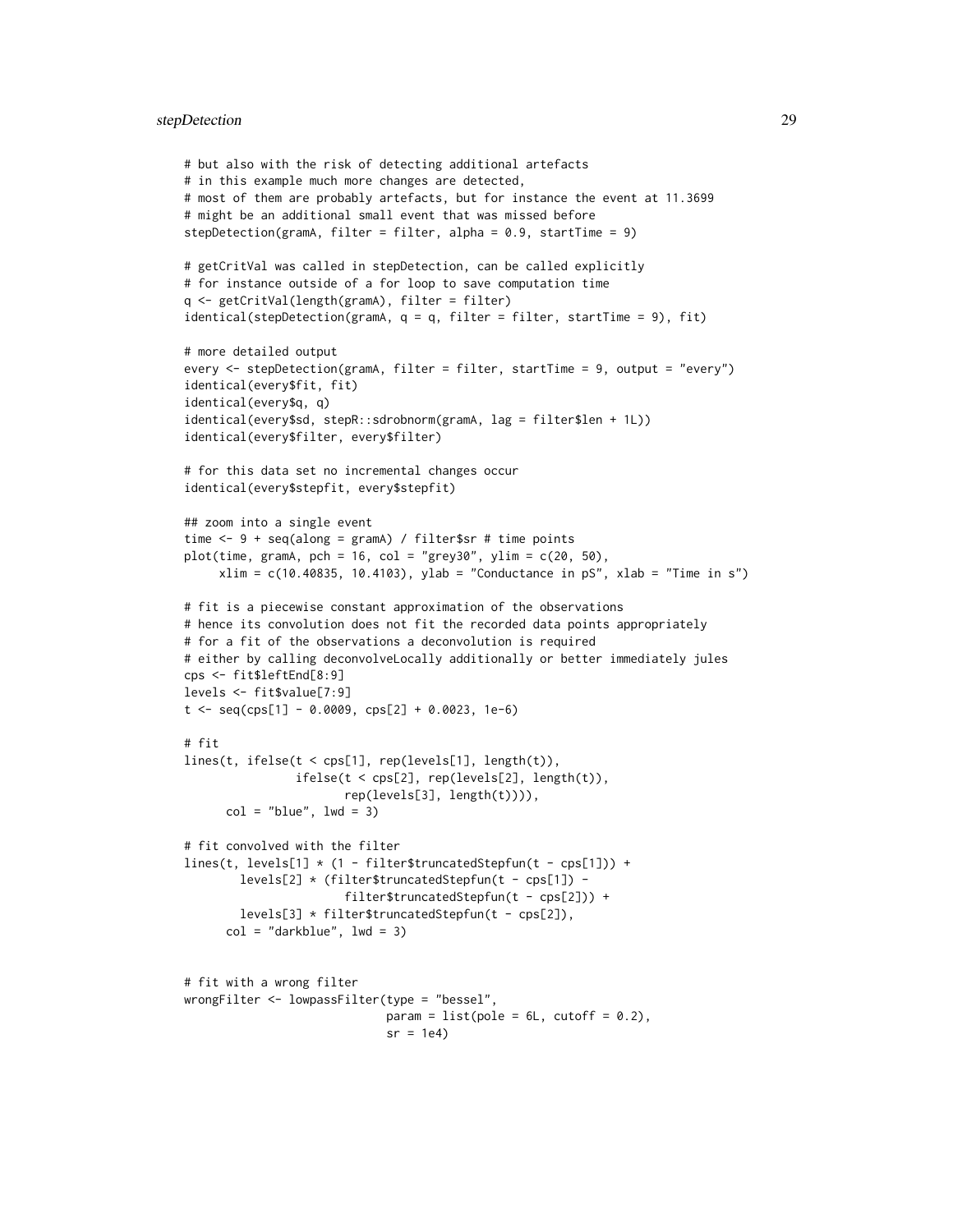```
# but also with the risk of detecting additional artefacts
# in this example much more changes are detected,
# most of them are probably artefacts, but for instance the event at 11.3699
# might be an additional small event that was missed before
stepDetection(gramA, filter = filter, alpha = 0.9, startTime = 9)

# getCritVal was called in stepDetection, can be called explicitly
# for instance outside of a for loop to save computation time
q <- getCritVal(length(gramA), filter = filter)
identical(stepDetection(gramA, q = q, filter = filter, startTime = 9), fit)

# more detailed output
every <- stepDetection(gramA, filter = filter, startTime = 9, output = "every")
identical(every$fit, fit)
identical(every$q, q)
identical(every$sd, stepR::sdrobnorm(gramA, lag = filter$len + 1L))
identical(every$filter, every$filter)

# for this data set no incremental changes occur
identical(every$stepfit, every$stepfit)

## zoom into a single event
time <- 9 + seq(along = gramA) / filter$sr # time points
plot(time, gramA, pch = 16, col = "grey30", ylim = c(20, 50),
     xlim = c(10.40835, 10.4103), ylab = "Conductance in pS", xlab = "Time in s")

# fit is a piecewise constant approximation of the observations
# hence its convolution does not fit the recorded data points appropriately
# for a fit of the observations a deconvolution is required
# either by calling deconvolveLocally additionally or better immediately jules
cps <- fit$leftEnd[8:9]
levels <- fit$value[7:9]
t <- seq(cps[1] - 0.0009, cps[2] + 0.0023, 1e-6)

# fit
lines(t, ifelse(t < cps[1], rep(levels[1], length(t)),
                ifelse(t < cps[2], rep(levels[2], length(t)),
                       rep(levels[3], length(t)))),
      col = "blue", lwd = 3)

# fit convolved with the filter
lines(t, levels[1] * (1 - filter$truncatedStepfun(t - cps[1])) +
        levels[2] * (filter$truncatedStepfun(t - cps[1]) -
                       filter$truncatedStepfun(t - cps[2])) +
        levels[3] * filter$truncatedStepfun(t - cps[2]),
      col = "darkblue", lwd = 3)


# fit with a wrong filter
wrongFilter <- lowpassFilter(type = "bessel",
                             param = list(pole = 6L, cutoff = 0.2),
                             sr = 1e4)
```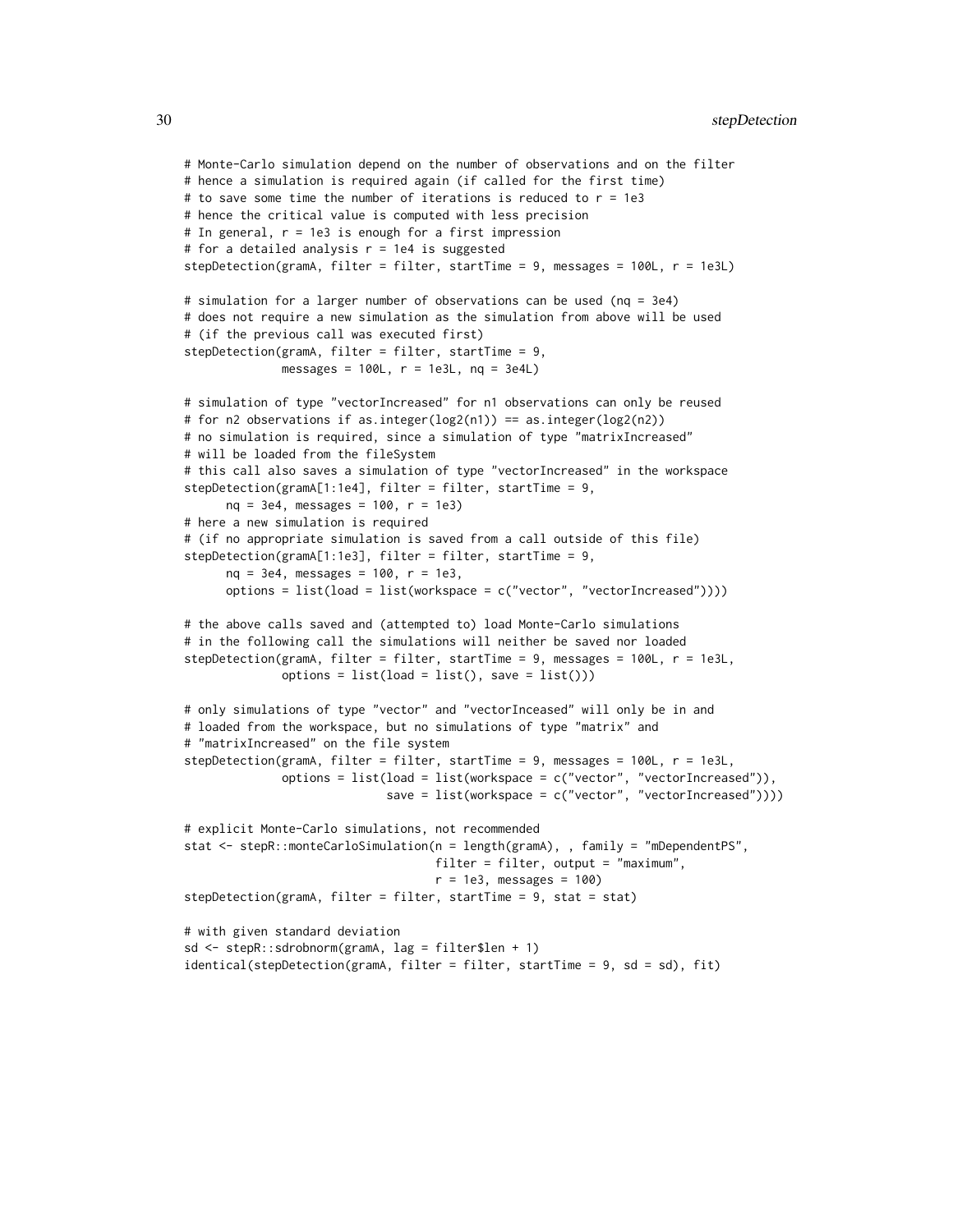```
# Monte-Carlo simulation depend on the number of observations and on the filter
# hence a simulation is required again (if called for the first time)
# to save some time the number of iterations is reduced to r = 1e3
# hence the critical value is computed with less precision
# In general, r = 1e3 is enough for a first impression
# for a detailed analysis r = 1e4 is suggested
stepDetection(gramA, filter = filter, startTime = 9, messages = 100L, r = 1e3L)

# simulation for a larger number of observations can be used (nq = 3e4)
# does not require a new simulation as the simulation from above will be used
# (if the previous call was executed first)
stepDetection(gramA, filter = filter, startTime = 9,
              messages = 100L, r = 1e3L, nq = 3e4L)

# simulation of type "vectorIncreased" for n1 observations can only be reused
# for n2 observations if as.integer(log2(n1)) == as.integer(log2(n2))
# no simulation is required, since a simulation of type "matrixIncreased"
# will be loaded from the fileSystem
# this call also saves a simulation of type "vectorIncreased" in the workspace
stepDetection(gramA[1:1e4], filter = filter, startTime = 9,
      nq = 3e4, messages = 100, r = 1e3)
# here a new simulation is required
# (if no appropriate simulation is saved from a call outside of this file)
stepDetection(gramA[1:1e3], filter = filter, startTime = 9,
      nq = 3e4, messages = 100, r = 1e3,
      options = list(load = list(workspace = c("vector", "vectorIncreased"))))

# the above calls saved and (attempted to) load Monte-Carlo simulations
# in the following call the simulations will neither be saved nor loaded
stepDetection(gramA, filter = filter, startTime = 9, messages = 100L, r = 1e3L,
              options = list(load = list(), save = list()))

# only simulations of type "vector" and "vectorInceased" will only be in and
# loaded from the workspace, but no simulations of type "matrix" and
# "matrixIncreased" on the file system
stepDetection(gramA, filter = filter, startTime = 9, messages = 100L, r = 1e3L,
              options = list(load = list(workspace = c("vector", "vectorIncreased")),
                             save = list(workspace = c("vector", "vectorIncreased"))))

# explicit Monte-Carlo simulations, not recommended
stat <- stepR::monteCarloSimulation(n = length(gramA), , family = "mDependentPS",
                                    filter = filter, output = "maximum",
                                    r = 1e3, messages = 100)
stepDetection(gramA, filter = filter, startTime = 9, stat = stat)

# with given standard deviation
sd <- stepR::sdrobnorm(gramA, lag = filter$len + 1)
identical(stepDetection(gramA, filter = filter, startTime = 9, sd = sd), fit)
```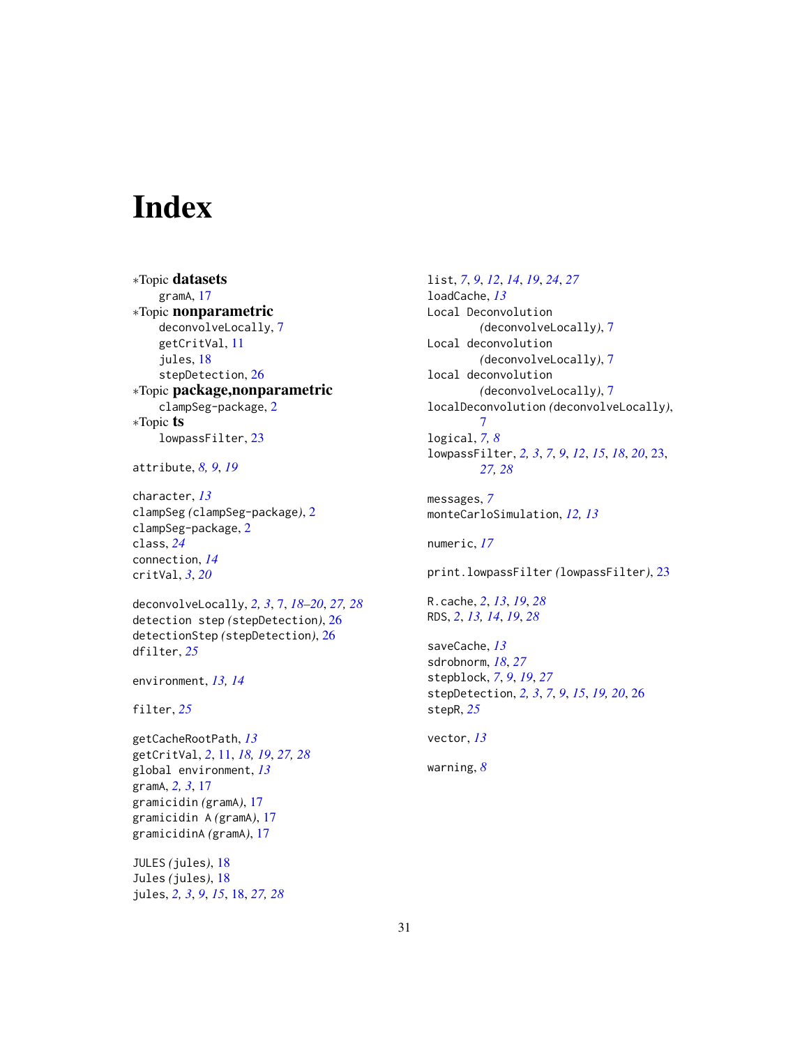# Index

∗Topic **datasets**
- gramA, 17

∗Topic **nonparametric**
- deconvolveLocally, 7
- getCritVal, 11
- jules, 18
- stepDetection, 26

∗Topic **package,nonparametric**
- clampSeg-package, 2

∗Topic **ts**
- lowpassFilter, 23

attribute, *8, 9*, *19*

character, *13*
clampSeg *(*clampSeg-package*)*, 2
clampSeg-package, 2
class, *24*
connection, *14*
critVal, *3*, *20*

deconvolveLocally, *2, 3*, 7, *18–20*, *27, 28*
detection step *(*stepDetection*)*, 26
detectionStep *(*stepDetection*)*, 26
dfilter, *25*

environment, *13, 14*

filter, *25*

getCacheRootPath, *13*
getCritVal, *2*, 11, *18, 19*, *27, 28*
global environment, *13*
gramA, *2, 3*, 17
gramicidin *(*gramA*)*, 17
gramicidin A *(*gramA*)*, 17
gramicidinA *(*gramA*)*, 17

JULES *(*jules*)*, 18
Jules *(*jules*)*, 18
jules, *2, 3*, *9*, *15*, 18, *27, 28*

list, *7*, *9*, *12*, *14*, *19*, *24*, *27*
loadCache, *13*
Local Deconvolution *(*deconvolveLocally*)*, 7
Local deconvolution *(*deconvolveLocally*)*, 7
local deconvolution *(*deconvolveLocally*)*, 7
localDeconvolution *(*deconvolveLocally*)*, 7
logical, *7, 8*
lowpassFilter, *2, 3*, *7*, *9*, *12*, *15*, *18*, *20*, 23, *27, 28*

messages, *7*
monteCarloSimulation, *12, 13*

numeric, *17*

print.lowpassFilter *(*lowpassFilter*)*, 23

R.cache, *2*, *13*, *19*, *28*
RDS, *2*, *13, 14*, *19*, *28*

saveCache, *13*
sdrobnorm, *18*, *27*
stepblock, *7*, *9*, *19*, *27*
stepDetection, *2, 3*, *7*, *9*, *15*, *19, 20*, 26
stepR, *25*

vector, *13*

warning, *8*